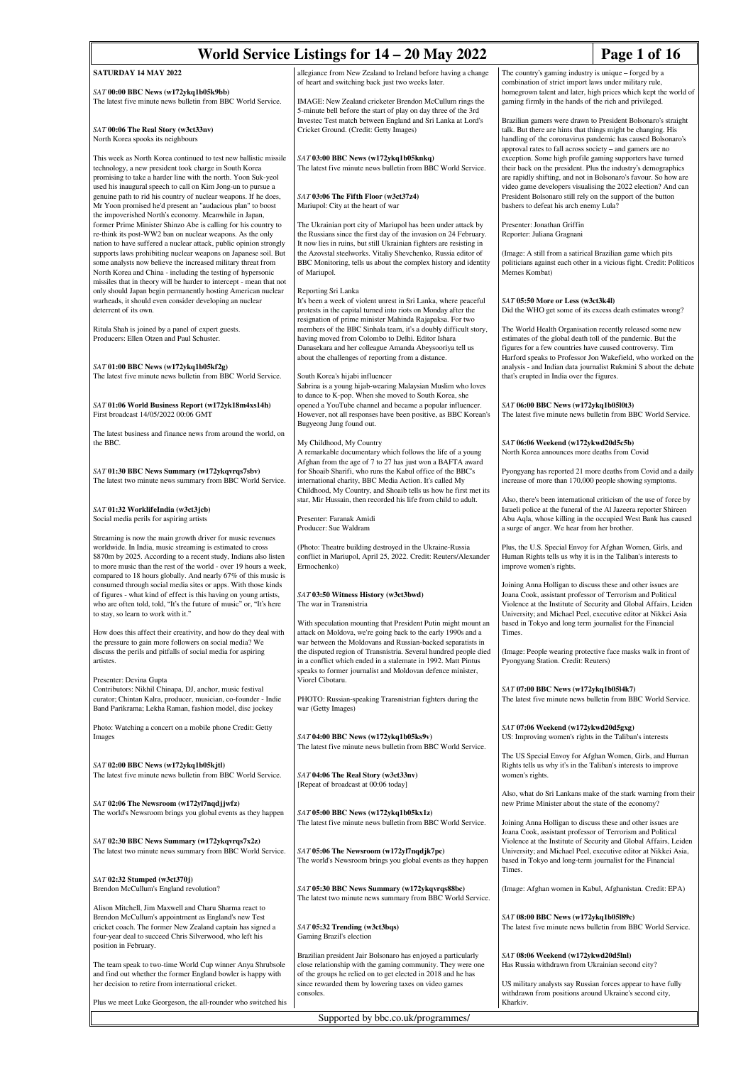# World Service Listings for 14 – 20 May 2022

## SATURDAY 14 MAY 2022

*SAT* **00:00 BBC News (w172ykq1b05k9bb)**
The latest five minute news bulletin from BBC World Service.

*SAT* **00:06 The Real Story (w3ct33nv)**
North Korea spooks its neighbours

This week as North Korea continued to test new ballistic missile technology, a new president took charge in South Korea promising to take a harder line with the north. Yoon Suk-yeol used his inaugural speech to call on Kim Jong-un to pursue a genuine path to rid his country of nuclear weapons. If he does, Mr Yoon promised he'd present an "audacious plan" to boost the impoverished North's economy. Meanwhile in Japan, former Prime Minister Shinzo Abe is calling for his country to re-think its post-WW2 ban on nuclear weapons. As the only nation to have suffered a nuclear attack, public opinion strongly supports laws prohibiting nuclear weapons on Japanese soil. But some analysts now believe the increased military threat from North Korea and China - including the testing of hypersonic missiles that in theory will be harder to intercept - mean that not only should Japan begin permanently hosting American nuclear warheads, it should even consider developing an nuclear deterrent of its own.

Ritula Shah is joined by a panel of expert guests.
Producers: Ellen Otzen and Paul Schuster.

*SAT* **01:00 BBC News (w172ykq1b05kf2g)**
The latest five minute news bulletin from BBC World Service.

*SAT* **01:06 World Business Report (w172yk18m4xs14h)**
First broadcast 14/05/2022 00:06 GMT

The latest business and finance news from around the world, on the BBC.

*SAT* **01:30 BBC News Summary (w172ykqvrqs7sbv)**
The latest two minute news summary from BBC World Service.

*SAT* **01:32 WorklifeIndia (w3ct3jcb)**
Social media perils for aspiring artists

Streaming is now the main growth driver for music revenues worldwide. In India, music streaming is estimated to cross $870m by 2025. According to a recent study, Indians also listen to more music than the rest of the world - over 19 hours a week, compared to 18 hours globally. And nearly 67% of this music is consumed through social media sites or apps. With those kinds of figures - what kind of effect is this having on young artists, who are often told, told, "It's the future of music" or, "It's here to stay, so learn to work with it."

How does this affect their creativity, and how do they deal with the pressure to gain more followers on social media? We discuss the perils and pitfalls of social media for aspiring artistes.

Presenter: Devina Gupta
Contributors: Nikhil Chinapa, DJ, anchor, music festival curator; Chintan Kalra, producer, musician, co-founder - Indie Band Parikrama; Lekha Raman, fashion model, disc jockey

Photo: Watching a concert on a mobile phone Credit: Getty Images

*SAT* **02:00 BBC News (w172ykq1b05kjtl)**
The latest five minute news bulletin from BBC World Service.

*SAT* **02:06 The Newsroom (w172yl7nqdjjwfz)**
The world's Newsroom brings you global events as they happen

*SAT* **02:30 BBC News Summary (w172ykqvrqs7x2z)**
The latest two minute news summary from BBC World Service.

*SAT* **02:32 Stumped (w3ct370j)**
Brendon McCullum's England revolution?

Alison Mitchell, Jim Maxwell and Charu Sharma react to Brendon McCullum's appointment as England's new Test cricket coach. The former New Zealand captain has signed a four-year deal to succeed Chris Silverwood, who left his position in February.

The team speak to two-time World Cup winner Anya Shrubsole and find out whether the former England bowler is happy with her decision to retire from international cricket.

Plus we meet Luke Georgeson, the all-rounder who switched his allegiance from New Zealand to Ireland before having a change of heart and switching back just two weeks later.

IMAGE: New Zealand cricketer Brendon McCullum rings the 5-minute bell before the start of play on day three of the 3rd Investec Test match between England and Sri Lanka at Lord's Cricket Ground. (Credit: Getty Images)

*SAT* **03:00 BBC News (w172ykq1b05knkq)**
The latest five minute news bulletin from BBC World Service.

*SAT* **03:06 The Fifth Floor (w3ct37z4)**
Mariupol: City at the heart of war

The Ukrainian port city of Mariupol has been under attack by the Russians since the first day of the invasion on 24 February. It now lies in ruins, but still Ukrainian fighters are resisting in the Azovstal steelworks. Vitaliy Shevchenko, Russia editor of BBC Monitoring, tells us about the complex history and identity of Mariupol.

Reporting Sri Lanka
It's been a week of violent unrest in Sri Lanka, where peaceful protests in the capital turned into riots on Monday after the resignation of prime minister Mahinda Rajapaksa. For two members of the BBC Sinhala team, it's a doubly difficult story, having moved from Colombo to Delhi. Editor Ishara Danasekara and her colleague Amanda Abeysooriya tell us about the challenges of reporting from a distance.

South Korea's hijabi influencer
Sabrina is a young hijab-wearing Malaysian Muslim who loves to dance to K-pop. When she moved to South Korea, she opened a YouTube channel and became a popular influencer. However, not all responses have been positive, as BBC Korean's Bugyeong Jung found out.

My Childhood, My Country
A remarkable documentary which follows the life of a young Afghan from the age of 7 to 27 has just won a BAFTA award for Shoaib Sharifi, who runs the Kabul office of the BBC's international charity, BBC Media Action. It's called My Childhood, My Country, and Shoaib tells us how he first met its star, Mir Hussain, then recorded his life from child to adult.

Presenter: Faranak Amidi
Producer: Sue Waldram

(Photo: Theatre building destroyed in the Ukraine-Russia conflict in Mariupol, April 25, 2022. Credit: Reuters/Alexander Ermochenko)

*SAT* **03:50 Witness History (w3ct3bwd)**
The war in Transnistria

With speculation mounting that President Putin might mount an attack on Moldova, we're going back to the early 1990s and a war between the Moldovans and Russian-backed separatists in the disputed region of Transnistria. Several hundred people died in a conflict which ended in a stalemate in 1992. Matt Pintus speaks to former journalist and Moldovan defence minister, Viorel Cibotaru.

PHOTO: Russian-speaking Transnistrian fighters during the war (Getty Images)

*SAT* **04:00 BBC News (w172ykq1b05ks9v)**
The latest five minute news bulletin from BBC World Service.

*SAT* **04:06 The Real Story (w3ct33nv)**
[Repeat of broadcast at 00:06 today]

*SAT* **05:00 BBC News (w172ykq1b05kx1z)**
The latest five minute news bulletin from BBC World Service.

*SAT* **05:06 The Newsroom (w172yl7nqdjk7pc)**
The world's Newsroom brings you global events as they happen

*SAT* **05:30 BBC News Summary (w172ykqvrqs88bc)**
The latest two minute news summary from BBC World Service.

*SAT* **05:32 Trending (w3ct3bqs)**
Gaming Brazil's election

Brazilian president Jair Bolsonaro has enjoyed a particularly close relationship with the gaming community. They were one of the groups he relied on to get elected in 2018 and he has since rewarded them by lowering taxes on video games consoles.

The country's gaming industry is unique – forged by a combination of strict import laws under military rule, homegrown talent and later, high prices which kept the world of gaming firmly in the hands of the rich and privileged.

Brazilian gamers were drawn to President Bolsonaro's straight talk. But there are hints that things might be changing. His handling of the coronavirus pandemic has caused Bolsonaro's approval rates to fall across society – and gamers are no exception. Some high profile gaming supporters have turned their back on the president. Plus the industry's demographics are rapidly shifting, and not in Bolsonaro's favour. So how are video game developers visualising the 2022 election? And can President Bolsonaro still rely on the support of the button bashers to defeat his arch enemy Lula?

Presenter: Jonathan Griffin
Reporter: Juliana Gragnani

(Image: A still from a satirical Brazilian game which pits politicians against each other in a vicious fight. Credit: Políticos Memes Kombat)

*SAT* **05:50 More or Less (w3ct3k4l)**
Did the WHO get some of its excess death estimates wrong?

The World Health Organisation recently released some new estimates of the global death toll of the pandemic. But the figures for a few countries have caused controversy. Tim Harford speaks to Professor Jon Wakefield, who worked on the analysis - and Indian data journalist Rukmini S about the debate that's erupted in India over the figures.

*SAT* **06:00 BBC News (w172ykq1b05l0t3)**
The latest five minute news bulletin from BBC World Service.

*SAT* **06:06 Weekend (w172ykwd20d5c5b)**
North Korea announces more deaths from Covid

Pyongyang has reported 21 more deaths from Covid and a daily increase of more than 170,000 people showing symptoms.

Also, there's been international criticism of the use of force by Israeli police at the funeral of the Al Jazeera reporter Shireen Abu Aqla, whose killing in the occupied West Bank has caused a surge of anger. We hear from her brother.

Plus, the U.S. Special Envoy for Afghan Women, Girls, and Human Rights tells us why it is in the Taliban's interests to improve women's rights.

Joining Anna Holligan to discuss these and other issues are Joana Cook, assistant professor of Terrorism and Political Violence at the Institute of Security and Global Affairs, Leiden University; and Michael Peel, executive editor at Nikkei Asia based in Tokyo and long term journalist for the Financial Times.

(Image: People wearing protective face masks walk in front of Pyongyang Station. Credit: Reuters)

*SAT* **07:00 BBC News (w172ykq1b05l4k7)**
The latest five minute news bulletin from BBC World Service.

*SAT* **07:06 Weekend (w172ykwd20d5gxg)**
US: Improving women's rights in the Taliban's interests

The US Special Envoy for Afghan Women, Girls, and Human Rights tells us why it's in the Taliban's interests to improve women's rights.

Also, what do Sri Lankans make of the stark warning from their new Prime Minister about the state of the economy?

Joining Anna Holligan to discuss these and other issues are Joana Cook, assistant professor of Terrorism and Political Violence at the Institute of Security and Global Affairs, Leiden University; and Michael Peel, executive editor at Nikkei Asia, based in Tokyo and long-term journalist for the Financial Times.

(Image: Afghan women in Kabul, Afghanistan. Credit: EPA)

*SAT* **08:00 BBC News (w172ykq1b05l89c)**
The latest five minute news bulletin from BBC World Service.

*SAT* **08:06 Weekend (w172ykwd20d5lnl)**
Has Russia withdrawn from Ukrainian second city?

US military analysts say Russian forces appear to have fully withdrawn from positions around Ukraine's second city, Kharkiv.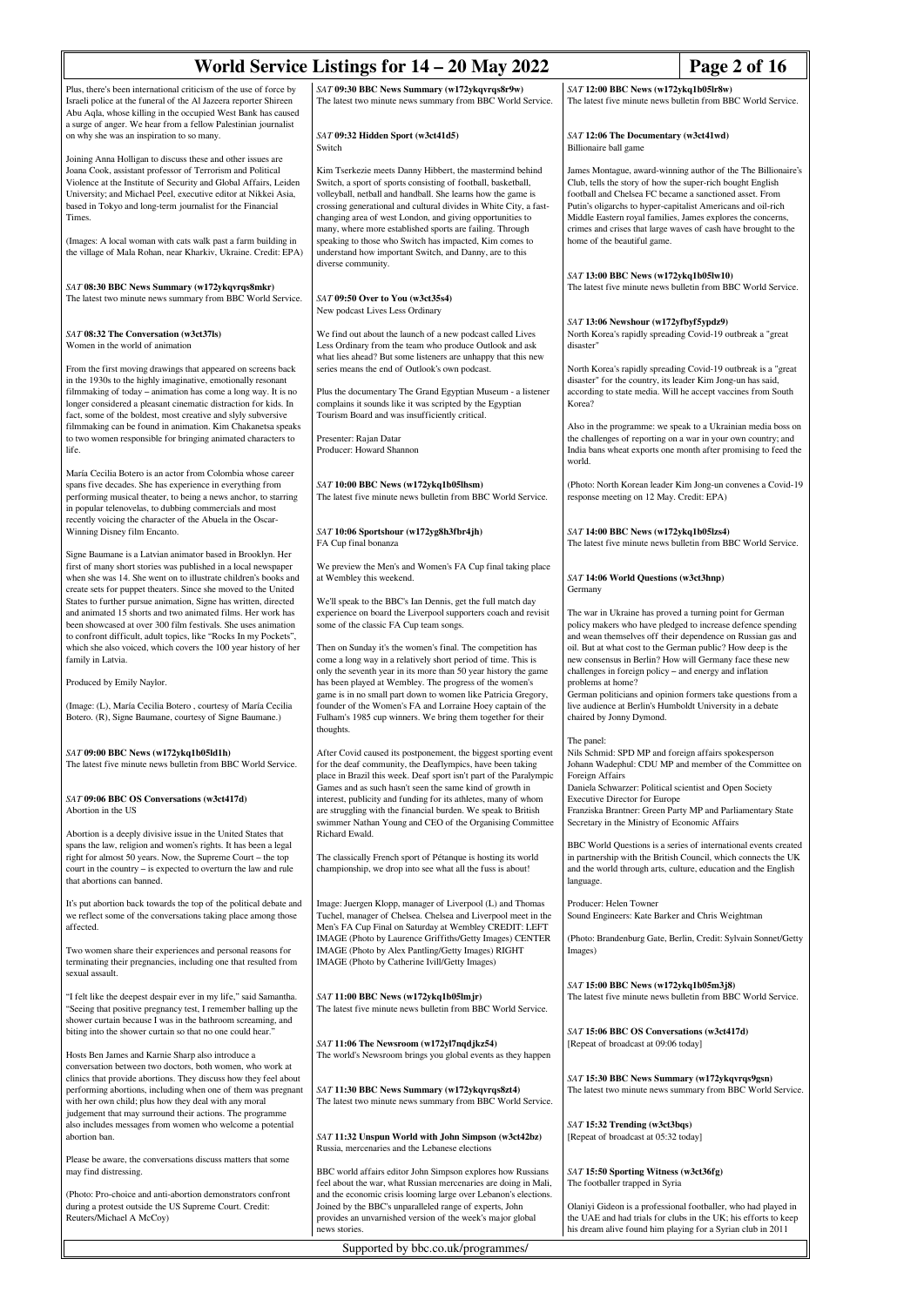Plus, there's been international criticism of the use of force by Israeli police at the funeral of the Al Jazeera reporter Shireen Abu Aqla, whose killing in the occupied West Bank has caused a surge of anger. We hear from a fellow Palestinian journalist on why she was an inspiration to so many.

Joining Anna Holligan to discuss these and other issues are Joana Cook, assistant professor of Terrorism and Political Violence at the Institute of Security and Global Affairs, Leiden University; and Michael Peel, executive editor at Nikkei Asia, based in Tokyo and long-term journalist for the Financial Times.

(Images: A local woman with cats walk past a farm building in the village of Mala Rohan, near Kharkiv, Ukraine. Credit: EPA)

### *SAT* 08:30 BBC News Summary (w172ykqvrqs8mkr)

The latest two minute news summary from BBC World Service.

### *SAT* 08:32 The Conversation (w3ct37ls)

Women in the world of animation

From the first moving drawings that appeared on screens back in the 1930s to the highly imaginative, emotionally resonant filmmaking of today – animation has come a long way. It is no longer considered a pleasant cinematic distraction for kids. In fact, some of the boldest, most creative and slyly subversive filmmaking can be found in animation. Kim Chakanetsa speaks to two women responsible for bringing animated characters to life.

María Cecilia Botero is an actor from Colombia whose career spans five decades. She has experience in everything from performing musical theater, to being a news anchor, to starring in popular telenovelas, to dubbing commercials and most recently voicing the character of the Abuela in the Oscar-Winning Disney film Encanto.

Signe Baumane is a Latvian animator based in Brooklyn. Her first of many short stories was published in a local newspaper when she was 14. She went on to illustrate children's books and create sets for puppet theaters. Since she moved to the United States to further pursue animation, Signe has written, directed and animated 15 shorts and two animated films. Her work has been showcased at over 300 film festivals. She uses animation to confront difficult, adult topics, like "Rocks In my Pockets", which she also voiced, which covers the 100 year history of her family in Latvia.

Produced by Emily Naylor.

(Image: (L), María Cecilia Botero , courtesy of María Cecilia Botero. (R), Signe Baumane, courtesy of Signe Baumane.)

### *SAT* 09:00 BBC News (w172ykq1b05ld1h)

The latest five minute news bulletin from BBC World Service.

### *SAT* 09:06 BBC OS Conversations (w3ct417d)

Abortion in the US

Abortion is a deeply divisive issue in the United States that spans the law, religion and women's rights. It has been a legal right for almost 50 years. Now, the Supreme Court – the top court in the country – is expected to overturn the law and rule that abortions can banned.

It's put abortion back towards the top of the political debate and we reflect some of the conversations taking place among those affected.

Two women share their experiences and personal reasons for terminating their pregnancies, including one that resulted from sexual assault.

"I felt like the deepest despair ever in my life," said Samantha. "Seeing that positive pregnancy test, I remember balling up the shower curtain because I was in the bathroom screaming, and biting into the shower curtain so that no one could hear."

Hosts Ben James and Karnie Sharp also introduce a conversation between two doctors, both women, who work at clinics that provide abortions. They discuss how they feel about performing abortions, including when one of them was pregnant with her own child; plus how they deal with any moral judgement that may surround their actions. The programme also includes messages from women who welcome a potential abortion ban.

Please be aware, the conversations discuss matters that some may find distressing.

(Photo: Pro-choice and anti-abortion demonstrators confront during a protest outside the US Supreme Court. Credit: Reuters/Michael A McCoy)

### *SAT* 09:30 BBC News Summary (w172ykqvrqs8r9w)

The latest two minute news summary from BBC World Service.

### *SAT* 09:32 Hidden Sport (w3ct41d5)

Switch

Kim Tserkezie meets Danny Hibbert, the mastermind behind Switch, a sport of sports consisting of football, basketball, volleyball, netball and handball. She learns how the game is crossing generational and cultural divides in White City, a fast-changing area of west London, and giving opportunities to many, where more established sports are failing. Through speaking to those who Switch has impacted, Kim comes to understand how important Switch, and Danny, are to this diverse community.

### *SAT* 09:50 Over to You (w3ct35s4)

New podcast Lives Less Ordinary

We find out about the launch of a new podcast called Lives Less Ordinary from the team who produce Outlook and ask what lies ahead? But some listeners are unhappy that this new series means the end of Outlook's own podcast.

Plus the documentary The Grand Egyptian Museum - a listener complains it sounds like it was scripted by the Egyptian Tourism Board and was insufficiently critical.

Presenter: Rajan Datar
Producer: Howard Shannon

### *SAT* 10:00 BBC News (w172ykq1b05lhsm)

The latest five minute news bulletin from BBC World Service.

### *SAT* 10:06 Sportshour (w172yg8h3fbr4jh)

FA Cup final bonanza

We preview the Men's and Women's FA Cup final taking place at Wembley this weekend.

We'll speak to the BBC's Ian Dennis, get the full match day experience on board the Liverpool supporters coach and revisit some of the classic FA Cup team songs.

Then on Sunday it's the women's final. The competition has come a long way in a relatively short period of time. This is only the seventh year in its more than 50 year history the game has been played at Wembley. The progress of the women's game is in no small part down to women like Patricia Gregory, founder of the Women's FA and Lorraine Hoey captain of the Fulham's 1985 cup winners. We bring them together for their thoughts.

After Covid caused its postponement, the biggest sporting event for the deaf community, the Deaflympics, have been taking place in Brazil this week. Deaf sport isn't part of the Paralympic Games and as such hasn't seen the same kind of growth in interest, publicity and funding for its athletes, many of whom are struggling with the financial burden. We speak to British swimmer Nathan Young and CEO of the Organising Committee Richard Ewald.

The classically French sport of Pétanque is hosting its world championship, we drop into see what all the fuss is about!

Image: Juergen Klopp, manager of Liverpool (L) and Thomas Tuchel, manager of Chelsea. Chelsea and Liverpool meet in the Men's FA Cup Final on Saturday at Wembley CREDIT: LEFT IMAGE (Photo by Laurence Griffiths/Getty Images) CENTER IMAGE (Photo by Alex Pantling/Getty Images) RIGHT IMAGE (Photo by Catherine Ivill/Getty Images)

### *SAT* 11:00 BBC News (w172ykq1b05lmjr)

The latest five minute news bulletin from BBC World Service.

### *SAT* 11:06 The Newsroom (w172yl7nqdjkz54)

The world's Newsroom brings you global events as they happen

### *SAT* 11:30 BBC News Summary (w172ykqvrqs8zt4)

The latest two minute news summary from BBC World Service.

### *SAT* 11:32 Unspun World with John Simpson (w3ct42bz)

Russia, mercenaries and the Lebanese elections

BBC world affairs editor John Simpson explores how Russians feel about the war, what Russian mercenaries are doing in Mali, and the economic crisis looming large over Lebanon's elections. Joined by the BBC's unparalleled range of experts, John provides an unvarnished version of the week's major global news stories.

### *SAT* 12:00 BBC News (w172ykq1b05lr8w)

The latest five minute news bulletin from BBC World Service.

### *SAT* 12:06 The Documentary (w3ct41wd)

Billionaire ball game

James Montague, award-winning author of the The Billionaire's Club, tells the story of how the super-rich bought English football and Chelsea FC became a sanctioned asset. From Putin's oligarchs to hyper-capitalist Americans and oil-rich Middle Eastern royal families, James explores the concerns, crimes and crises that large waves of cash have brought to the home of the beautiful game.

### *SAT* 13:00 BBC News (w172ykq1b05lw10)

The latest five minute news bulletin from BBC World Service.

### *SAT* 13:06 Newshour (w172yfbyf5ypdz9)

North Korea's rapidly spreading Covid-19 outbreak is a "great disaster"

North Korea's rapidly spreading Covid-19 outbreak is a "great disaster" for the country, its leader Kim Jong-un has said, according to state media. Will he accept vaccines from South Korea?

Also in the programme: we speak to a Ukrainian media boss on the challenges of reporting on a war in your own country; and India bans wheat exports one month after promising to feed the world.

(Photo: North Korean leader Kim Jong-un convenes a Covid-19 response meeting on 12 May. Credit: EPA)

### *SAT* 14:00 BBC News (w172ykq1b05lzs4)

The latest five minute news bulletin from BBC World Service.

### *SAT* 14:06 World Questions (w3ct3hnp)

Germany

The war in Ukraine has proved a turning point for German policy makers who have pledged to increase defence spending and wean themselves off their dependence on Russian gas and oil. But at what cost to the German public? How deep is the new consensus in Berlin? How will Germany face these new challenges in foreign policy – and energy and inflation problems at home?
German politicians and opinion formers take questions from a live audience at Berlin's Humboldt University in a debate chaired by Jonny Dymond.

The panel:
Nils Schmid: SPD MP and foreign affairs spokesperson
Johann Wadephul: CDU MP and member of the Committee on Foreign Affairs
Daniela Schwarzer: Political scientist and Open Society Executive Director for Europe
Franziska Brantner: Green Party MP and Parliamentary State Secretary in the Ministry of Economic Affairs

BBC World Questions is a series of international events created in partnership with the British Council, which connects the UK and the world through arts, culture, education and the English language.

Producer: Helen Towner
Sound Engineers: Kate Barker and Chris Weightman

(Photo: Brandenburg Gate, Berlin, Credit: Sylvain Sonnet/Getty Images)

### *SAT* 15:00 BBC News (w172ykq1b05m3j8)

The latest five minute news bulletin from BBC World Service.

### *SAT* 15:06 BBC OS Conversations (w3ct417d)

[Repeat of broadcast at 09:06 today]

### *SAT* 15:30 BBC News Summary (w172ykqvrqs9gsn)

The latest two minute news summary from BBC World Service.

### *SAT* 15:32 Trending (w3ct3bqs)

[Repeat of broadcast at 05:32 today]

### *SAT* 15:50 Sporting Witness (w3ct36fg)

The footballer trapped in Syria

Olaniyi Gideon is a professional footballer, who had played in the UAE and had trials for clubs in the UK; his efforts to keep his dream alive found him playing for a Syrian club in 2011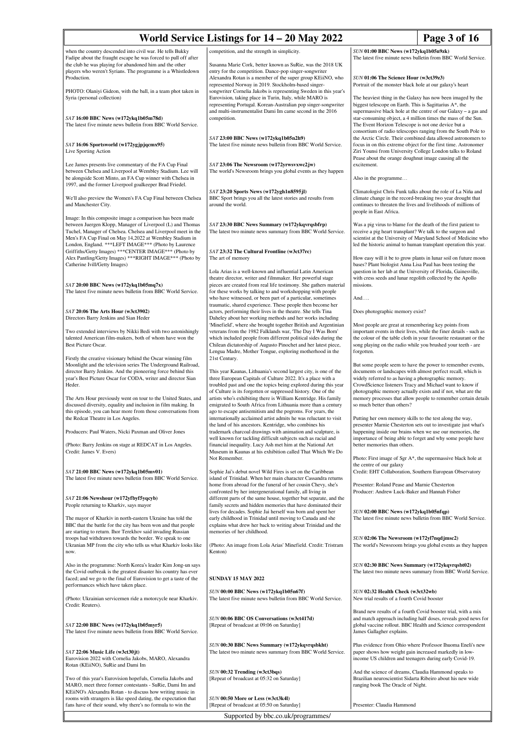when the country descended into civil war. He tells Bukky Fadipe about the fraught escape he was forced to pull off after the club he was playing for abandoned him and the other players who weren't Syrians. The programme is a Whistledown Production.

PHOTO: Olaniyi Gideon, with the ball, in a team phot taken in Syria (personal collection)

*SAT* **16:00 BBC News (w172ykq1b05m78d)**
The latest five minute news bulletin from BBC World Service.

*SAT* **16:06 Sportsworld (w172ygjpjqcmx95)**
Live Sporting Action

Lee James presents live commentary of the FA Cup Final between Chelsea and Liverpool at Wembley Stadium. Lee will be alongside Scott Minto, an FA Cup winner with Chelsea in 1997, and the former Liverpool goalkeeper Brad Friedel.

We'll also preview the Women's FA Cup Final between Chelsea and Manchester City.

Image: In this composite image a comparison has been made between Juergen Klopp, Manager of Liverpool (L) and Thomas Tuchel, Manager of Chelsea. Chelsea and Liverpool meet in the Men's FA Cup Final on May 14,2022 at Wembley Stadium in London, England. ***LEFT IMAGE*** (Photo by Laurence Griffiths/Getty Images) ***CENTER IMAGE*** (Photo by Alex Pantling/Getty Images) ***RIGHT IMAGE*** (Photo by Catherine Ivill/Getty Images)

*SAT* **20:00 BBC News (w172ykq1b05mq7x)**
The latest five minute news bulletin from BBC World Service.

*SAT* **20:06 The Arts Hour (w3ct3902)**
Directors Barry Jenkins and Sian Heder

Two extended interviews by Nikki Bedi with two astonishingly talented American film-makers, both of whom have won the Best Picture Oscar.

Firstly the creative visionary behind the Oscar winning film Moonlight and the television series The Underground Railroad, director Barry Jenkins. And the pioneering force behind this year's Best Picture Oscar for CODA, writer and director Sian Heder.

The Arts Hour previously went on tour to the United States, and discussed diversity, equality and inclusion in film making. In this episode, you can hear more from those conversations from the Redcat Theatre in Los Angeles.

Producers: Paul Waters, Nicki Paxman and Oliver Jones

(Photo: Barry Jenkins on stage at REDCAT in Los Angeles. Credit: James V. Evers)

*SAT* **21:00 BBC News (w172ykq1b05mv01)**
The latest five minute news bulletin from BBC World Service.

*SAT* **21:06 Newshour (w172yfbyf5yqcyb)**
People returning to Kharkiv, says mayor

The mayor of Kharkiv in north-eastern Ukraine has told the BBC that the battle for the city has been won and that people are starting to return. Ihor Terekhov said invading Russian troops had withdrawn towards the border. We speak to one Ukranian MP from the city who tells us what Kharkiv looks like now.

Also in the programme: North Korea's leader Kim Jong-un says the Covid outbreak is the greatest disaster his country has ever faced; and we go to the final of Eurovision to get a taste of the performances which have taken place.

(Photo: Ukrainian servicemen ride a motorcycle near Kharkiv. Credit: Reuters).

*SAT* **22:00 BBC News (w172ykq1b05myr5)**
The latest five minute news bulletin from BBC World Service.

*SAT* **22:06 Music Life (w3ct30jt)**
Eurovision 2022 with Cornelia Jakobs, MARO, Alexandra Rotan (KEiiNO), SuRie and Dami Im

Two of this year's Eurovision hopefuls, Cornelia Jakobs and MARO, meet three former contestants - SuRie, Dami Im and KEiiNO's Alexandra Rotan - to discuss how writing music in rooms with strangers is like speed dating, the expectation that fans have of their sound, why there's no formula to win the competition, and the strength in simplicity.

Susanna Marie Cork, better known as SuRie, was the 2018 UK entry for the competition. Dance-pop singer-songwriter Alexandra Rotan is a member of the super group KEiiNO, who represented Norway in 2019. Stockholm-based singer-songwriter Cornelia Jakobs is representing Sweden in this year's Eurovision, taking place in Turin, Italy, while MARO is representing Portugal. Korean-Australian pop singer-songwriter and multi-instrumentalist Dami Im came second in the 2016 competition.

*SAT* **23:00 BBC News (w172ykq1b05n2h9)**
The latest five minute news bulletin from BBC World Service.

*SAT* **23:06 The Newsroom (w172yrwsvxwc2jw)**
The world's Newsroom brings you global events as they happen

*SAT* **23:20 Sports News (w172ygh1n8595jl)**
BBC Sport brings you all the latest stories and results from around the world.

*SAT* **23:30 BBC News Summary (w172ykqvrqsbfrp)**
The latest two minute news summary from BBC World Service.

*SAT* **23:32 The Cultural Frontline (w3ct37rc)**
The art of memory

Lola Arias is a well-known and influential Latin American theatre director, writer and filmmaker. Her powerful stage pieces are created from real life testimony. She gathers material for these works by talking to and workshopping with people who have witnessed, or been part of a particular, sometimes traumatic, shared experience. These people then become her actors, performing their lives in the theatre. She tells Tina Daheley about her working methods and her works including 'Minefield', where she brought together British and Argentinian veterans from the 1982 Falklands war, 'The Day I Was Born' which included people from different political sides during the Chilean dictatorship of Augusto Pinochet and her latest piece, Lengua Madre, Mother Tongue, exploring motherhood in the 21st Century.

This year Kaunas, Lithuania's second largest city, is one of the three European Capitals of Culture 2022. It's a place with a troubled past and one the topics being explored during this year of Culture is its forgotten or suppressed history. One of the artists who's exhibiting there is William Kentridge. His family emigrated to South Africa from Lithuania more than a century ago to escape antisemitism and the pogroms. For years, the internationally acclaimed artist admits he was reluctant to visit the land of his ancestors. Kentridge, who combines his trademark charcoal drawings with animation and sculpture, is well known for tackling difficult subjects such as racial and financial inequality. Lucy Ash met him at the National Art Museum in Kaunas at his exhibition called That Which We Do Not Remember.

Sophie Jai's debut novel Wild Fires is set on the Caribbean island of Trinidad. When her main character Cassandra returns home from abroad for the funeral of her cousin Chevy, she's confronted by her intergenerational family, all living in different parts of the same house, together but separate, and the family secrets and hidden memories that have dominated their lives for decades. Sophie Jai herself was born and spent her early childhood in Trinidad until moving to Canada and she explains what drew her back to writing about Trinidad and the memories of her childhood.

(Photo: An image from Lola Arias' Minefield. Credit: Tristram Kenton)

## SUNDAY 15 MAY 2022

*SUN* **00:00 BBC News (w172ykq1b05n67f)**
The latest five minute news bulletin from BBC World Service.

*SUN* **00:06 BBC OS Conversations (w3ct417d)**
[Repeat of broadcast at 09:06 on Saturday]

*SUN* **00:30 BBC News Summary (w172ykqvrqsbkht)**
The latest two minute news summary from BBC World Service.

*SUN* **00:32 Trending (w3ct3bqs)**
[Repeat of broadcast at 05:32 on Saturday]

*SUN* **00:50 More or Less (w3ct3k4l)**
[Repeat of broadcast at 05:50 on Saturday]

*SUN* **01:00 BBC News (w172ykq1b05n9zk)**
The latest five minute news bulletin from BBC World Service.

*SUN* **01:06 The Science Hour (w3ct39z3)**
Portrait of the monster black hole at our galaxy's heart

The heaviest thing in the Galaxy has now been imaged by the biggest telescope on Earth. This is Sagittarius A*, the supermassive black hole at the centre of our Galaxy – a gas and star-consuming object, a 4 million times the mass of the Sun. The Event Horizon Telescope is not one device but a consortium of radio telescopes ranging from the South Pole to the Arctic Circle. Their combined data allowed astronomers to focus in on this extreme object for the first time. Astronomer Ziri Younsi from University College London talks to Roland Pease about the orange doughnut image causing all the excitement.

Also in the programme…

Climatologist Chris Funk talks about the role of La Niña and climate change in the record-breaking two year drought that continues to threaten the lives and livelihoods of millions of people in East Africa.

Was a pig virus to blame for the death of the first patient to receive a pig heart transplant? We talk to the surgeon and scientist at the University of Maryland School of Medicine who led the historic animal to human transplant operation this year.

How easy will it be to grow plants in lunar soil on future moon bases? Plant biologist Anna Lisa Paul has been testing the question in her lab at the University of Florida, Gainesville, with cress seeds and lunar regolith collected by the Apollo missions.

And….

Does photographic memory exist?

Most people are great at remembering key points from important events in their lives, while the finer details - such as the colour of the table cloth in your favourite restaurant or the song playing on the radio while you brushed your teeth - are forgotten.

But some people seem to have the power to remember events, documents or landscapes with almost perfect recall, which is widely referred to as having a photographic memory. CrowdScience listeners Tracy and Michael want to know if photographic memory actually exists and if not, what are the memory processes that allow people to remember certain details so much better than others?

Putting her own memory skills to the test along the way, presenter Marnie Chesterton sets out to investigate just what's happening inside our brains when we use our memories, the importance of being able to forget and why some people have better memories than others.

Photo: First image of Sgr A*, the supermassive black hole at the centre of our galaxy
Credit: EHT Collaboration, Southern European Observatory

Presenter: Roland Pease and Marnie Chesterton
Producer: Andrew Luck-Baker and Hannah Fisher

*SUN* **02:00 BBC News (w172ykq1b05nfqp)**
The latest five minute news bulletin from BBC World Service.

*SUN* **02:06 The Newsroom (w172yl7nqdjmsc2)**
The world's Newsroom brings you global events as they happen

*SUN* **02:30 BBC News Summary (w172ykqvrqsbt02)**
The latest two minute news summary from BBC World Service.

*SUN* **02:32 Health Check (w3ct32wb)**
New trial results of a fourth Covid booster

Brand new results of a fourth Covid booster trial, with a mix and match approach including half doses, reveals good news for global vaccine rollout. BBC Health and Science correspondent James Gallagher explains.

Plus evidence from Ohio where Professor Ihuoma Eneli's new paper shows how weight gain increased markedly in low-income US children and teenagers during early Covid-19.

And the science of dreams, Claudia Hammond speaks to Brazilian neuroscientist Sidarta Ribeiro about his new wide ranging book The Oracle of Night.

Presenter: Claudia Hammond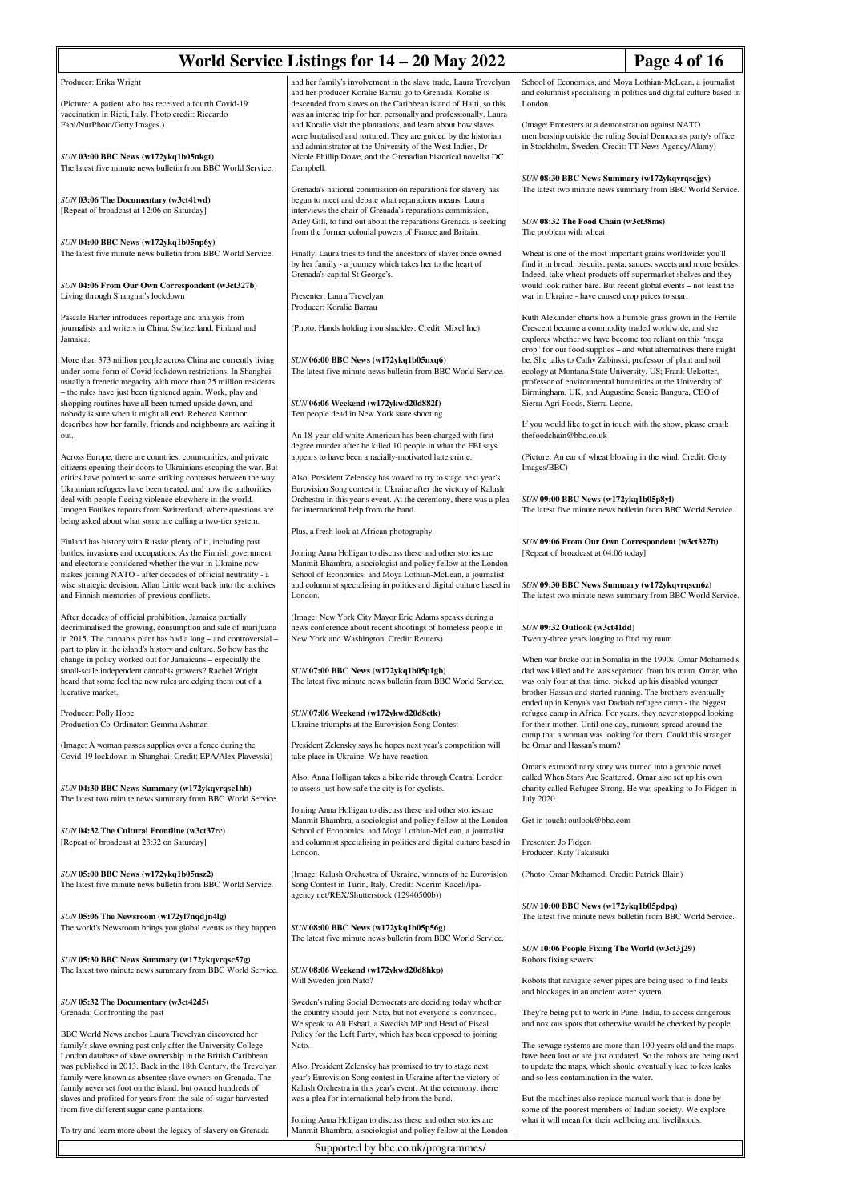Producer: Erika Wright

(Picture: A patient who has received a fourth Covid-19 vaccination in Rieti, Italy. Photo credit: Riccardo Fabi/NurPhoto/Getty Images.)

### *SUN* 03:00 BBC News (w172ykq1b05nkgt)

The latest five minute news bulletin from BBC World Service.

### *SUN* 03:06 The Documentary (w3ct41wd)

[Repeat of broadcast at 12:06 on Saturday]

### *SUN* 04:00 BBC News (w172ykq1b05np6y)

The latest five minute news bulletin from BBC World Service.

### *SUN* 04:06 From Our Own Correspondent (w3ct327b)

Living through Shanghai's lockdown

Pascale Harter introduces reportage and analysis from journalists and writers in China, Switzerland, Finland and Jamaica.

More than 373 million people across China are currently living under some form of Covid lockdown restrictions. In Shanghai – usually a frenetic megacity with more than 25 million residents – the rules have just been tightened again. Work, play and shopping routines have all been turned upside down, and nobody is sure when it might all end. Rebecca Kanthor describes how her family, friends and neighbours are waiting it out.

Across Europe, there are countries, communities, and private citizens opening their doors to Ukrainians escaping the war. But critics have pointed to some striking contrasts between the way Ukrainian refugees have been treated, and how the authorities deal with people fleeing violence elsewhere in the world. Imogen Foulkes reports from Switzerland, where questions are being asked about what some are calling a two-tier system.

Finland has history with Russia: plenty of it, including past battles, invasions and occupations. As the Finnish government and electorate considered whether the war in Ukraine now makes joining NATO - after decades of official neutrality - a wise strategic decision, Allan Little went back into the archives and Finnish memories of previous conflicts.

After decades of official prohibition, Jamaica partially decriminalised the growing, consumption and sale of marijuana in 2015. The cannabis plant has had a long – and controversial – part to play in the island's history and culture. So how has the change in policy worked out for Jamaicans – especially the small-scale independent cannabis growers? Rachel Wright heard that some feel the new rules are edging them out of a lucrative market.

Producer: Polly Hope
Production Co-Ordinator: Gemma Ashman

(Image: A woman passes supplies over a fence during the Covid-19 lockdown in Shanghai. Credit: EPA/Alex Plavevski)

### *SUN* 04:30 BBC News Summary (w172ykqvrqsc1hb)

The latest two minute news summary from BBC World Service.

### *SUN* 04:32 The Cultural Frontline (w3ct37rc)

[Repeat of broadcast at 23:32 on Saturday]

### *SUN* 05:00 BBC News (w172ykq1b05nsz2)

The latest five minute news bulletin from BBC World Service.

### *SUN* 05:06 The Newsroom (w172yl7nqdjn4lg)

The world's Newsroom brings you global events as they happen

### *SUN* 05:30 BBC News Summary (w172ykqvrqsc57g)

The latest two minute news summary from BBC World Service.

### *SUN* 05:32 The Documentary (w3ct42d5)

Grenada: Confronting the past

BBC World News anchor Laura Trevelyan discovered her family's slave owning past only after the University College London database of slave ownership in the British Caribbean was published in 2013. Back in the 18th Century, the Trevelyan family were known as absentee slave owners on Grenada. The family never set foot on the island, but owned hundreds of slaves and profited for years from the sale of sugar harvested from five different sugar cane plantations.

To try and learn more about the legacy of slavery on Grenada and her family's involvement in the slave trade, Laura Trevelyan and her producer Koralie Barrau go to Grenada. Koralie is descended from slaves on the Caribbean island of Haiti, so this was an intense trip for her, personally and professionally. Laura and Koralie visit the plantations, and learn about how slaves were brutalised and tortured. They are guided by the historian and administrator at the University of the West Indies, Dr Nicole Phillip Dowe, and the Grenadian historical novelist DC Campbell.

Grenada's national commission on reparations for slavery has begun to meet and debate what reparations means. Laura interviews the chair of Grenada's reparations commission, Arley Gill, to find out about the reparations Grenada is seeking from the former colonial powers of France and Britain.

Finally, Laura tries to find the ancestors of slaves once owned by her family - a journey which takes her to the heart of Grenada's capital St George's.

Presenter: Laura Trevelyan
Producer: Koralie Barrau

(Photo: Hands holding iron shackles. Credit: Mixel Inc)

### *SUN* 06:00 BBC News (w172ykq1b05nxq6)

The latest five minute news bulletin from BBC World Service.

### *SUN* 06:06 Weekend (w172ykwd20d882f)

Ten people dead in New York state shooting

An 18-year-old white American has been charged with first degree murder after he killed 10 people in what the FBI says appears to have been a racially-motivated hate crime.

Also, President Zelensky has vowed to try to stage next year's Eurovision Song contest in Ukraine after the victory of Kalush Orchestra in this year's event. At the ceremony, there was a plea for international help from the band.

Plus, a fresh look at African photography.

Joining Anna Holligan to discuss these and other stories are Manmit Bhambra, a sociologist and policy fellow at the London School of Economics, and Moya Lothian-McLean, a journalist and columnist specialising in politics and digital culture based in London.

(Image: New York City Mayor Eric Adams speaks during a news conference about recent shootings of homeless people in New York and Washington. Credit: Reuters)

### *SUN* 07:00 BBC News (w172ykq1b05p1gb)

The latest five minute news bulletin from BBC World Service.

### *SUN* 07:06 Weekend (w172ykwd20d8ctk)

Ukraine triumphs at the Eurovision Song Contest

President Zelensky says he hopes next year's competition will take place in Ukraine. We have reaction.

Also, Anna Holligan takes a bike ride through Central London to assess just how safe the city is for cyclists.

Joining Anna Holligan to discuss these and other stories are Manmit Bhambra, a sociologist and policy fellow at the London School of Economics, and Moya Lothian-McLean, a journalist and columnist specialising in politics and digital culture based in London.

(Image: Kalush Orchestra of Ukraine, winners of he Eurovision Song Contest in Turin, Italy. Credit: Nderim Kaceli/ipa-agency.net/REX/Shutterstock (12940500b))

### *SUN* 08:00 BBC News (w172ykq1b05p56g)

The latest five minute news bulletin from BBC World Service.

### *SUN* 08:06 Weekend (w172ykwd20d8hkp)

Will Sweden join Nato?

Sweden's ruling Social Democrats are deciding today whether the country should join Nato, but not everyone is convinced. We speak to Ali Esbati, a Swedish MP and Head of Fiscal Policy for the Left Party, which has been opposed to joining Nato.

Also, President Zelensky has promised to try to stage next year's Eurovision Song Contest in Ukraine after the victory of Kalush Orchestra in this year's event. At the ceremony, there was a plea for international help from the band.

Joining Anna Holligan to discuss these and other stories are Manmit Bhambra, a sociologist and policy fellow at the London School of Economics, and Moya Lothian-McLean, a journalist and columnist specialising in politics and digital culture based in London.

(Image: Protesters at a demonstration against NATO membership outside the ruling Social Democrats party's office in Stockholm, Sweden. Credit: TT News Agency/Alamy)

### *SUN* 08:30 BBC News Summary (w172ykqvrqscjgv)

The latest two minute news summary from BBC World Service.

### *SUN* 08:32 The Food Chain (w3ct38ms)

The problem with wheat

Wheat is one of the most important grains worldwide: you'll find it in bread, biscuits, pasta, sauces, sweets and more besides. Indeed, take wheat products off supermarket shelves and they would look rather bare. But recent global events – not least the war in Ukraine - have caused crop prices to soar.

Ruth Alexander charts how a humble grass grown in the Fertile Crescent became a commodity traded worldwide, and she explores whether we have become too reliant on this "mega crop" for our food supplies – and what alternatives there might be. She talks to Cathy Zabinski, professor of plant and soil ecology at Montana State University, US; Frank Uekotter, professor of environmental humanities at the University of Birmingham, UK; and Augustine Sensie Bangura, CEO of Sierra Agri Foods, Sierra Leone.

If you would like to get in touch with the show, please email: thefoodchain@bbc.co.uk

(Picture: An ear of wheat blowing in the wind. Credit: Getty Images/BBC)

### *SUN* 09:00 BBC News (w172ykq1b05p8yl)

The latest five minute news bulletin from BBC World Service.

### *SUN* 09:06 From Our Own Correspondent (w3ct327b)

[Repeat of broadcast at 04:06 today]

### *SUN* 09:30 BBC News Summary (w172ykqvrqscn6z)

The latest two minute news summary from BBC World Service.

### *SUN* 09:32 Outlook (w3ct41dd)

Twenty-three years longing to find my mum

When war broke out in Somalia in the 1990s, Omar Mohamed's dad was killed and he was separated from his mum. Omar, who was only four at that time, picked up his disabled younger brother Hassan and started running. The brothers eventually ended up in Kenya's vast Dadaab refugee camp - the biggest refugee camp in Africa. For years, they never stopped looking for their mother. Until one day, rumours spread around the camp that a woman was looking for them. Could this stranger be Omar and Hassan's mum?

Omar's extraordinary story was turned into a graphic novel called When Stars Are Scattered. Omar also set up his own charity called Refugee Strong. He was speaking to Jo Fidgen in July 2020.

Get in touch: outlook@bbc.com

Presenter: Jo Fidgen
Producer: Katy Takatsuki

(Photo: Omar Mohamed. Credit: Patrick Blain)

### *SUN* 10:00 BBC News (w172ykq1b05pdpq)

The latest five minute news bulletin from BBC World Service.

### *SUN* 10:06 People Fixing The World (w3ct3j29)

Robots fixing sewers

Robots that navigate sewer pipes are being used to find leaks and blockages in an ancient water system.

They're being put to work in Pune, India, to access dangerous and noxious spots that otherwise would be checked by people.

The sewage systems are more than 100 years old and the maps have been lost or are just outdated. So the robots are being used to update the maps, which should eventually lead to less leaks and so less contamination in the water.

But the machines also replace manual work that is done by some of the poorest members of Indian society. We explore what it will mean for their wellbeing and livelihoods.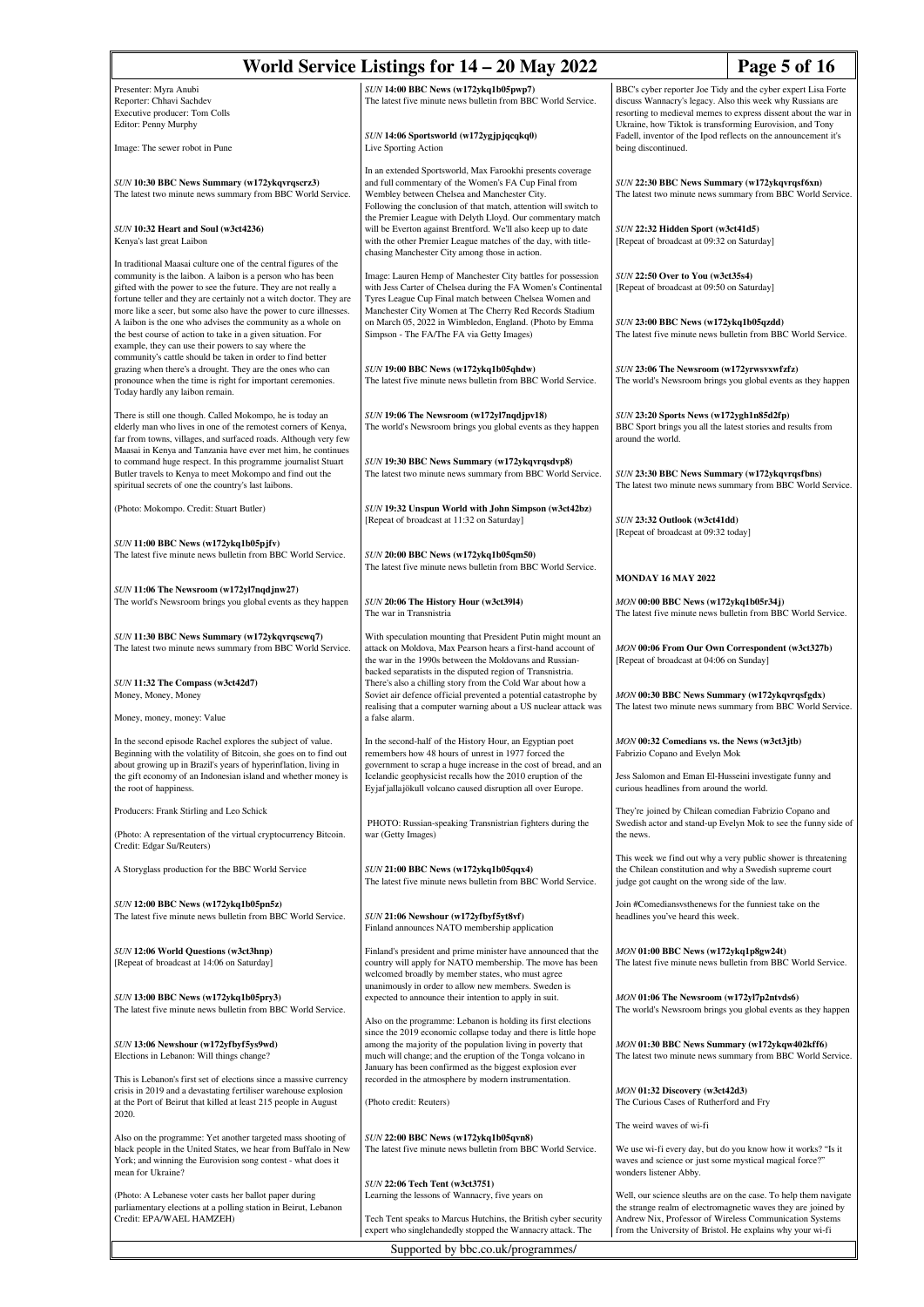Presenter: Myra Anubi
Reporter: Chhavi Sachdev
Executive producer: Tom Colls
Editor: Penny Murphy

Image: The sewer robot in Pune

*SUN* **10:30 BBC News Summary (w172ykqvrqscrz3)**
The latest two minute news summary from BBC World Service.

*SUN* **10:32 Heart and Soul (w3ct4236)**
Kenya's last great Laibon

In traditional Maasai culture one of the central figures of the community is the laibon. A laibon is a person who has been gifted with the power to see the future. They are not really a fortune teller and they are certainly not a witch doctor. They are more like a seer, but some also have the power to cure illnesses. A laibon is the one who advises the community as a whole on the best course of action to take in a given situation. For example, they can use their powers to say where the community's cattle should be taken in order to find better grazing when there's a drought. They are the ones who can pronounce when the time is right for important ceremonies. Today hardly any laibon remain.

There is still one though. Called Mokompo, he is today an elderly man who lives in one of the remotest corners of Kenya, far from towns, villages, and surfaced roads. Although very few Maasai in Kenya and Tanzania have ever met him, he continues to command huge respect. In this programme journalist Stuart Butler travels to Kenya to meet Mokompo and find out the spiritual secrets of one the country's last laibons.

(Photo: Mokompo. Credit: Stuart Butler)

*SUN* **11:00 BBC News (w172ykq1b05pjfv)**
The latest five minute news bulletin from BBC World Service.

*SUN* **11:06 The Newsroom (w172yl7nqdjnw27)**
The world's Newsroom brings you global events as they happen

*SUN* **11:30 BBC News Summary (w172ykqvrqscwq7)**
The latest two minute news summary from BBC World Service.

*SUN* **11:32 The Compass (w3ct42d7)**
Money, Money, Money

Money, money, money: Value

In the second episode Rachel explores the subject of value. Beginning with the volatility of Bitcoin, she goes on to find out about growing up in Brazil's years of hyperinflation, living in the gift economy of an Indonesian island and whether money is the root of happiness.

Producers: Frank Stirling and Leo Schick

(Photo: A representation of the virtual cryptocurrency Bitcoin. Credit: Edgar Su/Reuters)

A Storyglass production for the BBC World Service

*SUN* **12:00 BBC News (w172ykq1b05pn5z)**
The latest five minute news bulletin from BBC World Service.

*SUN* **12:06 World Questions (w3ct3hnp)**
[Repeat of broadcast at 14:06 on Saturday]

*SUN* **13:00 BBC News (w172ykq1b05pry3)**
The latest five minute news bulletin from BBC World Service.

*SUN* **13:06 Newshour (w172yfbyf5ys9wd)**
Elections in Lebanon: Will things change?

This is Lebanon's first set of elections since a massive currency crisis in 2019 and a devastating fertiliser warehouse explosion at the Port of Beirut that killed at least 215 people in August 2020.

Also on the programme: Yet another targeted mass shooting of black people in the United States, we hear from Buffalo in New York; and winning the Eurovision song contest - what does it mean for Ukraine?

(Photo: A Lebanese voter casts her ballot paper during parliamentary elections at a polling station in Beirut, Lebanon Credit: EPA/WAEL HAMZEH)

*SUN* **14:00 BBC News (w172ykq1b05pwp7)**
The latest five minute news bulletin from BBC World Service.

*SUN* **14:06 Sportsworld (w172ygjpjqcqkq0)**
Live Sporting Action

In an extended Sportsworld, Max Farookhi presents coverage and full commentary of the Women's FA Cup Final from Wembley between Chelsea and Manchester City.
Following the conclusion of that match, attention will switch to the Premier League with Delyth Lloyd. Our commentary match will be Everton against Brentford. We'll also keep up to date with the other Premier League matches of the day, with title-chasing Manchester City among those in action.

Image: Lauren Hemp of Manchester City battles for possession with Jess Carter of Chelsea during the FA Women's Continental Tyres League Cup Final match between Chelsea Women and Manchester City Women at The Cherry Red Records Stadium on March 05, 2022 in Wimbledon, England. (Photo by Emma Simpson - The FA/The FA via Getty Images)

*SUN* **19:00 BBC News (w172ykq1b05qhdw)**
The latest five minute news bulletin from BBC World Service.

*SUN* **19:06 The Newsroom (w172yl7nqdjpv18)**
The world's Newsroom brings you global events as they happen

*SUN* **19:30 BBC News Summary (w172ykqvrqsdvp8)**
The latest two minute news summary from BBC World Service.

*SUN* **19:32 Unspun World with John Simpson (w3ct42bz)**
[Repeat of broadcast at 11:32 on Saturday]

*SUN* **20:00 BBC News (w172ykq1b05qm50)**
The latest five minute news bulletin from BBC World Service.

*SUN* **20:06 The History Hour (w3ct39l4)**
The war in Transnistria

With speculation mounting that President Putin might mount an attack on Moldova, Max Pearson hears a first-hand account of the war in the 1990s between the Moldovans and Russian-backed separatists in the disputed region of Transnistria.
There's also a chilling story from the Cold War about how a Soviet air defence official prevented a potential catastrophe by realising that a computer warning about a US nuclear attack was a false alarm.

In the second-half of the History Hour, an Egyptian poet remembers how 48 hours of unrest in 1977 forced the government to scrap a huge increase in the cost of bread, and an Icelandic geophysicist recalls how the 2010 eruption of the Eyjafjallajökull volcano caused disruption all over Europe.

PHOTO: Russian-speaking Transnistrian fighters during the war (Getty Images)

*SUN* **21:00 BBC News (w172ykq1b05qqx4)**
The latest five minute news bulletin from BBC World Service.

*SUN* **21:06 Newshour (w172yfbyf5yt8vf)**
Finland announces NATO membership application

Finland's president and prime minister have announced that the country will apply for NATO membership. The move has been welcomed broadly by member states, who must agree unanimously in order to allow new members. Sweden is expected to announce their intention to apply in suit.

Also on the programme: Lebanon is holding its first elections since the 2019 economic collapse today and there is little hope among the majority of the population living in poverty that much will change; and the eruption of the Tonga volcano in January has been confirmed as the biggest explosion ever recorded in the atmosphere by modern instrumentation.

(Photo credit: Reuters)

*SUN* **22:00 BBC News (w172ykq1b05qvn8)**
The latest five minute news bulletin from BBC World Service.

*SUN* **22:06 Tech Tent (w3ct3751)**
Learning the lessons of Wannacry, five years on

Tech Tent speaks to Marcus Hutchins, the British cyber security expert who singlehandedly stopped the Wannacry attack. The BBC's cyber reporter Joe Tidy and the cyber expert Lisa Forte discuss Wannacry's legacy. Also this week why Russians are resorting to medieval memes to express dissent about the war in Ukraine, how Tiktok is transforming Eurovision, and Tony Fadell, inventor of the Ipod reflects on the announcement it's being discontinued.

*SUN* **22:30 BBC News Summary (w172ykqvrqsf6xn)**
The latest two minute news summary from BBC World Service.

*SUN* **22:32 Hidden Sport (w3ct41d5)**
[Repeat of broadcast at 09:32 on Saturday]

*SUN* **22:50 Over to You (w3ct35s4)**
[Repeat of broadcast at 09:50 on Saturday]

*SUN* **23:00 BBC News (w172ykq1b05qzdd)**
The latest five minute news bulletin from BBC World Service.

*SUN* **23:06 The Newsroom (w172yrwsvxwfzfz)**
The world's Newsroom brings you global events as they happen

*SUN* **23:20 Sports News (w172ygh1n85d2fp)**
BBC Sport brings you all the latest stories and results from around the world.

*SUN* **23:30 BBC News Summary (w172ykqvrqsfbns)**
The latest two minute news summary from BBC World Service.

*SUN* **23:32 Outlook (w3ct41dd)**
[Repeat of broadcast at 09:32 today]

## MONDAY 16 MAY 2022

*MON* **00:00 BBC News (w172ykq1b05r34j)**
The latest five minute news bulletin from BBC World Service.

*MON* **00:06 From Our Own Correspondent (w3ct327b)**
[Repeat of broadcast at 04:06 on Sunday]

*MON* **00:30 BBC News Summary (w172ykqvrqsfgdx)**
The latest two minute news summary from BBC World Service.

*MON* **00:32 Comedians vs. the News (w3ct3jtb)**
Fabrizio Copano and Evelyn Mok

Jess Salomon and Eman El-Husseini investigate funny and curious headlines from around the world.

They're joined by Chilean comedian Fabrizio Copano and Swedish actor and stand-up Evelyn Mok to see the funny side of the news.

This week we find out why a very public shower is threatening the Chilean constitution and why a Swedish supreme court judge got caught on the wrong side of the law.

Join #Comediansvsthenews for the funniest take on the headlines you've heard this week.

*MON* **01:00 BBC News (w172ykq1p8gw24t)**
The latest five minute news bulletin from BBC World Service.

*MON* **01:06 The Newsroom (w172yl7p2ntvds6)**
The world's Newsroom brings you global events as they happen

*MON* **01:30 BBC News Summary (w172ykqw402kff6)**
The latest two minute news summary from BBC World Service.

*MON* **01:32 Discovery (w3ct42d3)**
The Curious Cases of Rutherford and Fry

The weird waves of wi-fi

We use wi-fi every day, but do you know how it works? "Is it waves and science or just some mystical magical force?" wonders listener Abby.

Well, our science sleuths are on the case. To help them navigate the strange realm of electromagnetic waves they are joined by Andrew Nix, Professor of Wireless Communication Systems from the University of Bristol. He explains why your wi-fi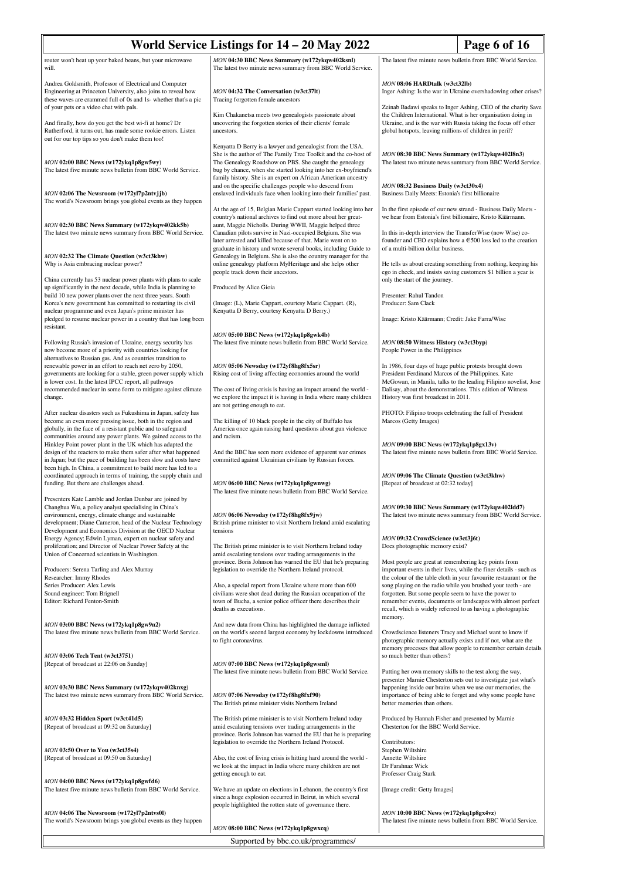router won't heat up your baked beans, but your microwave will.

Andrea Goldsmith, Professor of Electrical and Computer Engineering at Princeton University, also joins to reveal how these waves are crammed full of 0s and 1s- whether that's a pic of your pets or a video chat with pals.

And finally, how do you get the best wi-fi at home? Dr Rutherford, it turns out, has made some rookie errors. Listen out for our top tips so you don't make them too!

### *MON* **02:00 BBC News (w172ykq1p8gw5wy)**
The latest five minute news bulletin from BBC World Service.

### *MON* **02:06 The Newsroom (w172yl7p2ntvjjb)**
The world's Newsroom brings you global events as they happen

### *MON* **02:30 BBC News Summary (w172ykqw402kk5b)**
The latest two minute news summary from BBC World Service.

### *MON* **02:32 The Climate Question (w3ct3khw)**
Why is Asia embracing nuclear power?

China currently has 53 nuclear power plants with plans to scale up significantly in the next decade, while India is planning to build 10 new power plants over the next three years. South Korea's new government has committed to restarting its civil nuclear programme and even Japan's prime minister has pledged to resume nuclear power in a country that has long been resistant.

Following Russia's invasion of Ukraine, energy security has now become more of a priority with countries looking for alternatives to Russian gas. And as countries transition to renewable power in an effort to reach net zero by 2050, governments are looking for a stable, green power supply which is lower cost. In the latest IPCC report, all pathways recommended nuclear in some form to mitigate against climate change.

After nuclear disasters such as Fukushima in Japan, safety has become an even more pressing issue, both in the region and globally, in the face of a resistant public and to safeguard communities around any power plants. We gained access to the Hinkley Point power plant in the UK which has adapted the design of the reactors to make them safer after what happened in Japan; but the pace of building has been slow and costs have been high. In China, a commitment to build more has led to a coordinated approach in terms of training, the supply chain and funding. But there are challenges ahead.

Presenters Kate Lamble and Jordan Dunbar are joined by Changhua Wu, a policy analyst specialising in China's environment, energy, climate change and sustainable development; Diane Cameron, head of the Nuclear Technology Development and Economics Division at the OECD Nuclear Energy Agency; Edwin Lyman, expert on nuclear safety and proliferation; and Director of Nuclear Power Safety at the Union of Concerned scientists in Washington.

Producers: Serena Tarling and Alex Murray
Researcher: Immy Rhodes
Series Producer: Alex Lewis
Sound engineer: Tom Brignell
Editor: Richard Fenton-Smith

### *MON* **03:00 BBC News (w172ykq1p8gw9n2)**
The latest five minute news bulletin from BBC World Service.

### *MON* **03:06 Tech Tent (w3ct3751)**
[Repeat of broadcast at 22:06 on Sunday]

### *MON* **03:30 BBC News Summary (w172ykqw402knxg)**
The latest two minute news summary from BBC World Service.

### *MON* **03:32 Hidden Sport (w3ct41d5)**
[Repeat of broadcast at 09:32 on Saturday]

### *MON* **03:50 Over to You (w3ct35s4)**
[Repeat of broadcast at 09:50 on Saturday]

### *MON* **04:00 BBC News (w172ykq1p8gwfd6)**
The latest five minute news bulletin from BBC World Service.

### *MON* **04:06 The Newsroom (w172yl7p2ntvs0l)**
The world's Newsroom brings you global events as they happen

### *MON* **04:30 BBC News Summary (w172ykqw402ksnl)**
The latest two minute news summary from BBC World Service.

### *MON* **04:32 The Conversation (w3ct37lt)**
Tracing forgotten female ancestors

Kim Chakanetsa meets two genealogists passionate about uncovering the forgotten stories of their clients' female ancestors.

Kenyatta D Berry is a lawyer and genealogist from the USA. She is the author of The Family Tree Toolkit and the co-host of The Genealogy Roadshow on PBS. She caught the genealogy bug by chance, when she started looking into her ex-boyfriend's family history. She is an expert on African American ancestry and on the specific challenges people who descend from enslaved individuals face when looking into their families' past.

At the age of 15, Belgian Marie Cappart started looking into her country's national archives to find out more about her great-aunt, Maggie Nicholls. During WWII, Maggie helped three Canadian pilots survive in Nazi-occupied Belgium. She was later arrested and killed because of that. Marie went on to graduate in history and wrote several books, including Guide to Genealogy in Belgium. She is also the country manager for the online genealogy platform MyHeritage and she helps other people track down their ancestors.

Produced by Alice Gioia

(Image: (L), Marie Cappart, courtesy Marie Cappart. (R), Kenyatta D Berry, courtesy Kenyatta D Berry.)

### *MON* **05:00 BBC News (w172ykq1p8gwk4b)**
The latest five minute news bulletin from BBC World Service.

### *MON* **05:06 Newsday (w172yf8hg8fx5sr)**
Rising cost of living affecting economies around the world

The cost of living crisis is having an impact around the world - we explore the impact it is having in India where many children are not getting enough to eat.

The killing of 10 black people in the city of Buffalo has America once again raising hard questions about gun violence and racism.

And the BBC has seen more evidence of apparent war crimes committed against Ukrainian civilians by Russian forces.

### *MON* **06:00 BBC News (w172ykq1p8gwnwg)**
The latest five minute news bulletin from BBC World Service.

### *MON* **06:06 Newsday (w172yf8hg8fx9jw)**
British prime minister to visit Northern Ireland amid escalating tensions

The British prime minister is to visit Northern Ireland today amid escalating tensions over trading arrangements in the province. Boris Johnson has warned the EU that he's preparing legislation to override the Northern Ireland protocol.

Also, a special report from Ukraine where more than 600 civilians were shot dead during the Russian occupation of the town of Bucha, a senior police officer there describes their deaths as executions.

And new data from China has highlighted the damage inflicted on the world's second largest economy by lockdowns introduced to fight coronavirus.

### *MON* **07:00 BBC News (w172ykq1p8gwsml)**
The latest five minute news bulletin from BBC World Service.

### *MON* **07:06 Newsday (w172yf8hg8fxf90)**
The British prime minister visits Northern Ireland

The British prime minister is to visit Northern Ireland today amid escalating tensions over trading arrangements in the province. Boris Johnson has warned the EU that he is preparing legislation to override the Northern Ireland Protocol.

Also, the cost of living crisis is hitting hard around the world - we look at the impact in India where many children are not getting enough to eat.

We have an update on elections in Lebanon, the country's first since a huge explosion occurred in Beirut, in which several people highlighted the rotten state of governance there.

### *MON* **08:00 BBC News (w172ykq1p8gwxcq)**
The latest five minute news bulletin from BBC World Service.

### *MON* **08:06 HARDtalk (w3ct32lb)**
Inger Ashing: Is the war in Ukraine overshadowing other crises?

Zeinab Badawi speaks to Inger Ashing, CEO of the charity Save the Children International. What is her organisation doing in Ukraine, and is the war with Russia taking the focus off other global hotspots, leaving millions of children in peril?

### *MON* **08:30 BBC News Summary (w172ykqw402l8n3)**
The latest two minute news summary from BBC World Service.

### *MON* **08:32 Business Daily (w3ct30x4)**
Business Daily Meets: Estonia's first billionaire

In the first episode of our new strand - Business Daily Meets - we hear from Estonia's first billionaire, Kristo Käärmann.

In this in-depth interview the TransferWise (now Wise) co-founder and CEO explains how a €500 loss led to the creation of a multi-billion dollar business.

He tells us about creating something from nothing, keeping his ego in check, and insists saving customers $1 billion a year is only the start of the journey.

Presenter: Rahul Tandon
Producer: Sam Clack

Image: Kristo Käärmann; Credit: Jake Farra/Wise

### *MON* **08:50 Witness History (w3ct3byp)**
People Power in the Philippines

In 1986, four days of huge public protests brought down President Ferdinand Marcos of the Philippines. Kate McGowan, in Manila, talks to the leading Filipino novelist, Jose Dalisay, about the demonstrations. This edition of Witness History was first broadcast in 2011.

PHOTO: Filipino troops celebrating the fall of President Marcos (Getty Images)

### *MON* **09:00 BBC News (w172ykq1p8gx13v)**
The latest five minute news bulletin from BBC World Service.

### *MON* **09:06 The Climate Question (w3ct3khw)**
[Repeat of broadcast at 02:32 today]

### *MON* **09:30 BBC News Summary (w172ykqw402ldd7)**
The latest two minute news summary from BBC World Service.

### *MON* **09:32 CrowdScience (w3ct3j6t)**
Does photographic memory exist?

Most people are great at remembering key points from important events in their lives, while the finer details - such as the colour of the table cloth in your favourite restaurant or the song playing on the radio while you brushed your teeth - are forgotten. But some people seem to have the power to remember events, documents or landscapes with almost perfect recall, which is widely referred to as having a photographic memory.

Crowdscience listeners Tracy and Michael want to know if photographic memory actually exists and if not, what are the memory processes that allow people to remember certain details so much better than others?

Putting her own memory skills to the test along the way, presenter Marnie Chesterton sets out to investigate just what's happening inside our brains when we use our memories, the importance of being able to forget and why some people have better memories than others.

Produced by Hannah Fisher and presented by Marnie Chesterton for the BBC World Service.

Contributors:
Stephen Wiltshire
Annette Wiltshire
Dr Farahnaz Wick
Professor Craig Stark

[Image credit: Getty Images]

### *MON* **10:00 BBC News (w172ykq1p8gx4vz)**
The latest five minute news bulletin from BBC World Service.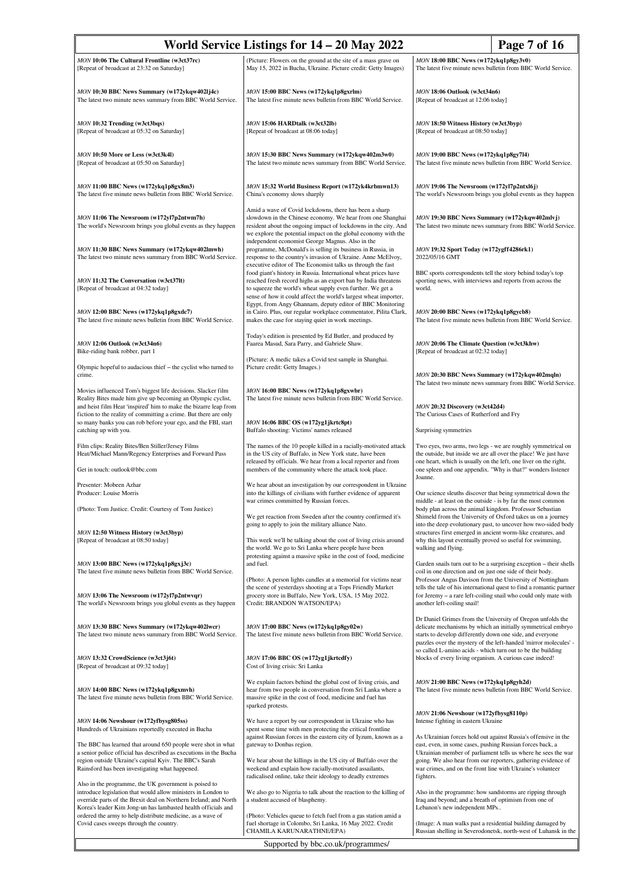*MON* **10:06 The Cultural Frontline (w3ct37rc)**
[Repeat of broadcast at 23:32 on Saturday]

*MON* **10:30 BBC News Summary (w172ykqw402lj4c)**
The latest two minute news summary from BBC World Service.

*MON* **10:32 Trending (w3ct3bqs)**
[Repeat of broadcast at 05:32 on Saturday]

*MON* **10:50 More or Less (w3ct3k4l)**
[Repeat of broadcast at 05:50 on Saturday]

*MON* **11:00 BBC News (w172ykq1p8gx8m3)**
The latest five minute news bulletin from BBC World Service.

*MON* **11:06 The Newsroom (w172yl7p2ntwm7h)**
The world's Newsroom brings you global events as they happen

*MON* **11:30 BBC News Summary (w172ykqw402lmwh)**
The latest two minute news summary from BBC World Service.

*MON* **11:32 The Conversation (w3ct37lt)**
[Repeat of broadcast at 04:32 today]

*MON* **12:00 BBC News (w172ykq1p8gxdc7)**
The latest five minute news bulletin from BBC World Service.

*MON* **12:06 Outlook (w3ct34n6)**
Bike-riding bank robber, part 1

Olympic hopeful to audacious thief – the cyclist who turned to crime.

Movies influenced Tom's biggest life decisions. Slacker film Reality Bites made him give up becoming an Olympic cyclist, and heist film Heat 'inspired' him to make the bizarre leap from fiction to the reality of committing a crime. But there are only so many banks you can rob before your ego, and the FBI, start catching up with you.

Film clips: Reality Bites/Ben Stiller/Jersey Films
Heat/Michael Mann/Regency Enterprises and Forward Pass

Get in touch: outlook@bbc.com

Presenter: Mobeen Azhar
Producer: Louise Morris

(Photo: Tom Justice. Credit: Courtesy of Tom Justice)

*MON* **12:50 Witness History (w3ct3byp)**
[Repeat of broadcast at 08:50 today]

*MON* **13:00 BBC News (w172ykq1p8gxj3c)**
The latest five minute news bulletin from BBC World Service.

*MON* **13:06 The Newsroom (w172yl7p2ntwvqr)**
The world's Newsroom brings you global events as they happen

*MON* **13:30 BBC News Summary (w172ykqw402lwcr)**
The latest two minute news summary from BBC World Service.

*MON* **13:32 CrowdScience (w3ct3j6t)**
[Repeat of broadcast at 09:32 today]

*MON* **14:00 BBC News (w172ykq1p8gxmvh)**
The latest five minute news bulletin from BBC World Service.

*MON* **14:06 Newshour (w172yfbysg805ss)**
Hundreds of Ukrainians reportedly executed in Bucha

The BBC has learned that around 650 people were shot in what a senior police official has described as executions in the Bucha region outside Ukraine's capital Kyiv. The BBC's Sarah Rainsford has been investigating what happened.

Also in the programme, the UK government is poised to introduce legislation that would allow ministers in London to override parts of the Brexit deal on Northern Ireland; and North Korea's leader Kim Jong-un has lambasted health officials and ordered the army to help distribute medicine, as a wave of Covid cases sweeps through the country.

(Picture: Flowers on the ground at the site of a mass grave on May 15, 2022 in Bucha, Ukraine. Picture credit: Getty Images)

*MON* **15:00 BBC News (w172ykq1p8gxrlm)**
The latest five minute news bulletin from BBC World Service.

*MON* **15:06 HARDtalk (w3ct32lb)**
[Repeat of broadcast at 08:06 today]

*MON* **15:30 BBC News Summary (w172ykqw402m3w0)**
The latest two minute news summary from BBC World Service.

*MON* **15:32 World Business Report (w172yk4krbmwn13)**
China's economy slows sharply

Amid a wave of Covid lockdowns, there has been a sharp slowdown in the Chinese economy. We hear from one Shanghai resident about the ongoing impact of lockdowns in the city. And we explore the potential impact on the global economy with the independent economist George Magnus. Also in the programme, McDonald's is selling its business in Russia, in response to the country's invasion of Ukraine. Anne McElvoy, executive editor of The Economist talks us through the fast food giant's history in Russia. International wheat prices have reached fresh record highs as an export ban by India threatens to squeeze the world's wheat supply even further. We get a sense of how it could affect the world's largest wheat importer, Egypt, from Angy Ghannam, deputy editor of BBC Monitoring in Cairo. Plus, our regular workplace commentator, Pilita Clark, makes the case for staying quiet in work meetings.

Today's edition is presented by Ed Butler, and produced by Faarea Masud, Sara Parry, and Gabriele Shaw.

(Picture: A medic takes a Covid test sample in Shanghai. Picture credit: Getty Images.)

*MON* **16:00 BBC News (w172ykq1p8gxwbr)**
The latest five minute news bulletin from BBC World Service.

*MON* **16:06 BBC OS (w172yg1jkrtc8pt)**
Buffalo shooting: Victims' names released

The names of the 10 people killed in a racially-motivated attack in the US city of Buffalo, in New York state, have been released by officials. We hear from a local reporter and from members of the community where the attack took place.

We hear about an investigation by our correspondent in Ukraine into the killings of civilians with further evidence of apparent war crimes committed by Russian forces.

We get reaction from Sweden after the country confirmed it's going to apply to join the military alliance Nato.

This week we'll be talking about the cost of living crisis around the world. We go to Sri Lanka where people have been protesting against a massive spike in the cost of food, medicine and fuel.

(Photo: A person lights candles at a memorial for victims near the scene of yesterdays shooting at a Tops Friendly Market grocery store in Buffalo, New York, USA, 15 May 2022. Credit: BRANDON WATSON/EPA)

*MON* **17:00 BBC News (w172ykq1p8gy02w)**
The latest five minute news bulletin from BBC World Service.

*MON* **17:06 BBC OS (w172yg1jkrtcdfy)**
Cost of living crisis: Sri Lanka

We explain factors behind the global cost of living crisis, and hear from two people in conversation from Sri Lanka where a massive spike in the cost of food, medicine and fuel has sparked protests.

We have a report by our correspondent in Ukraine who has spent some time with men protecting the critical frontline against Russian forces in the eastern city of Iyzum, known as a gateway to Donbas region.

We hear about the killings in the US city of Buffalo over the weekend and explain how racially-motivated assailants, radicalised online, take their ideology to deadly extremes

We also go to Nigeria to talk about the reaction to the killing of a student accused of blasphemy.

(Photo: Vehicles queue to fetch fuel from a gas station amid a fuel shortage in Colombo, Sri Lanka, 16 May 2022. Credit CHAMILA KARUNARATHNE/EPA)

*MON* **18:00 BBC News (w172ykq1p8gy3v0)**
The latest five minute news bulletin from BBC World Service.

*MON* **18:06 Outlook (w3ct34n6)**
[Repeat of broadcast at 12:06 today]

*MON* **18:50 Witness History (w3ct3byp)**
[Repeat of broadcast at 08:50 today]

*MON* **19:00 BBC News (w172ykq1p8gy7l4)**
The latest five minute news bulletin from BBC World Service.

*MON* **19:06 The Newsroom (w172yl7p2ntxl6j)**
The world's Newsroom brings you global events as they happen

*MON* **19:30 BBC News Summary (w172ykqw402mlvj)**
The latest two minute news summary from BBC World Service.

*MON* **19:32 Sport Today (w172ygff4286rk1)**
2022/05/16 GMT

BBC sports correspondents tell the story behind today's top sporting news, with interviews and reports from across the world.

*MON* **20:00 BBC News (w172ykq1p8gycb8)**
The latest five minute news bulletin from BBC World Service.

*MON* **20:06 The Climate Question (w3ct3khw)**
[Repeat of broadcast at 02:32 today]

*MON* **20:30 BBC News Summary (w172ykqw402mqln)**
The latest two minute news summary from BBC World Service.

*MON* **20:32 Discovery (w3ct42d4)**
The Curious Cases of Rutherford and Fry

Surprising symmetries

Two eyes, two arms, two legs - we are roughly symmetrical on the outside, but inside we are all over the place! We just have one heart, which is usually on the left, one liver on the right, one spleen and one appendix. "Why is that?" wonders listener Joanne.

Our science sleuths discover that being symmetrical down the middle - at least on the outside - is by far the most common body plan across the animal kingdom. Professor Sebastian Shimeld from the University of Oxford takes us on a journey into the deep evolutionary past, to uncover how two-sided body structures first emerged in ancient worm-like creatures, and why this layout eventually proved so useful for swimming, walking and flying.

Garden snails turn out to be a surprising exception – their shells coil in one direction and on just one side of their body. Professor Angus Davison from the University of Nottingham tells the tale of his international quest to find a romantic partner for Jeremy – a rare left-coiling snail who could only mate with another left-coiling snail!

Dr Daniel Grimes from the University of Oregon unfolds the delicate mechanisms by which an initially symmetrical embryo starts to develop differently down one side, and everyone puzzles over the mystery of the left-handed 'mirror molecules' - so called L-amino acids - which turn out to be the building blocks of every living organism. A curious case indeed!

*MON* **21:00 BBC News (w172ykq1p8gyh2d)**
The latest five minute news bulletin from BBC World Service.

*MON* **21:06 Newshour (w172yfbysg8110p)**
Intense fighting in eastern Ukraine

As Ukrainian forces hold out against Russia's offensive in the east, even, in some cases, pushing Russian forces back, a Ukrainian member of parliament tells us where he sees the war going. We also hear from our reporters, gathering evidence of war crimes, and on the front line with Ukraine's volunteer fighters.

Also in the programme: how sandstorms are ripping through Iraq and beyond; and a breath of optimism from one of Lebanon's new independent MPs..

(Image: A man walks past a residential building damaged by Russian shelling in Severodonetsk, north-west of Luhansk in the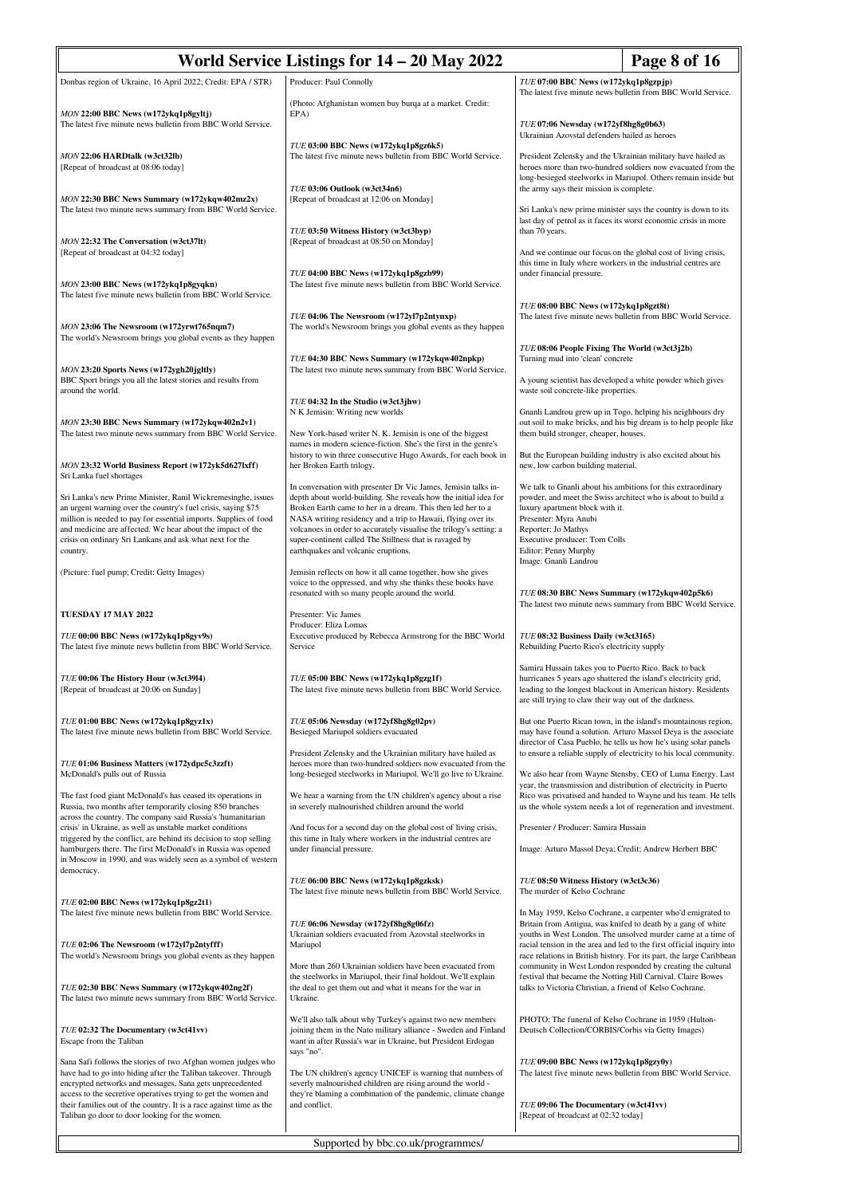Donbas region of Ukraine, 16 April 2022; Credit: EPA / STR)

*MON* **22:00 BBC News (w172ykq1p8gyltj)**
The latest five minute news bulletin from BBC World Service.

*MON* **22:06 HARDtalk (w3ct32lb)**
[Repeat of broadcast at 08:06 today]

*MON* **22:30 BBC News Summary (w172ykqw402mz2x)**
The latest two minute news summary from BBC World Service.

*MON* **22:32 The Conversation (w3ct37lt)**
[Repeat of broadcast at 04:32 today]

*MON* **23:00 BBC News (w172ykq1p8gyqkn)**
The latest five minute news bulletin from BBC World Service.

*MON* **23:06 The Newsroom (w172yrwt765nqm7)**
The world's Newsroom brings you global events as they happen

*MON* **23:20 Sports News (w172ygh20jgltly)**
BBC Sport brings you all the latest stories and results from around the world.

*MON* **23:30 BBC News Summary (w172ykqw402n2v1)**
The latest two minute news summary from BBC World Service.

*MON* **23:32 World Business Report (w172yk5d627lxff)**
Sri Lanka fuel shortages

Sri Lanka's new Prime Minister, Ranil Wickremesinghe, issues an urgent warning over the country's fuel crisis, saying $75 million is needed to pay for essential imports. Supplies of food and medicine are affected. We hear about the impact of the crisis on ordinary Sri Lankans and ask what next for the country.

(Picture: fuel pump; Credit: Getty Images)

## TUESDAY 17 MAY 2022

*TUE* **00:00 BBC News (w172ykq1p8gyv9s)**
The latest five minute news bulletin from BBC World Service.

*TUE* **00:06 The History Hour (w3ct39l4)**
[Repeat of broadcast at 20:06 on Sunday]

*TUE* **01:00 BBC News (w172ykq1p8gyz1x)**
The latest five minute news bulletin from BBC World Service.

*TUE* **01:06 Business Matters (w172ydpc5c3zzft)**
McDonald's pulls out of Russia

The fast food giant McDonald's has ceased its operations in Russia, two months after temporarily closing 850 branches across the country. The company said Russia's 'humanitarian crisis' in Ukraine, as well as unstable market conditions triggered by the conflict, are behind its decision to stop selling hamburgers there. The first McDonald's in Russia was opened in Moscow in 1990, and was widely seen as a symbol of western democracy.

*TUE* **02:00 BBC News (w172ykq1p8gz2t1)**
The latest five minute news bulletin from BBC World Service.

*TUE* **02:06 The Newsroom (w172yl7p2ntyfff)**
The world's Newsroom brings you global events as they happen

*TUE* **02:30 BBC News Summary (w172ykqw402ng2f)**
The latest two minute news summary from BBC World Service.

*TUE* **02:32 The Documentary (w3ct41vv)**
Escape from the Taliban

Sana Safi follows the stories of two Afghan women judges who have had to go into hiding after the Taliban takeover. Through encrypted networks and messages, Sana gets unprecedented access to the secretive operatives trying to get the women and their families out of the country. It is a race against time as the Taliban go door to door looking for the women.

Producer: Paul Connolly

(Photo: Afghanistan women buy burqa at a market. Credit: EPA)

*TUE* **03:00 BBC News (w172ykq1p8gz6k5)**
The latest five minute news bulletin from BBC World Service.

*TUE* **03:06 Outlook (w3ct34n6)**
[Repeat of broadcast at 12:06 on Monday]

*TUE* **03:50 Witness History (w3ct3byp)**
[Repeat of broadcast at 08:50 on Monday]

*TUE* **04:00 BBC News (w172ykq1p8gzb99)**
The latest five minute news bulletin from BBC World Service.

*TUE* **04:06 The Newsroom (w172yl7p2ntynxp)**
The world's Newsroom brings you global events as they happen

*TUE* **04:30 BBC News Summary (w172ykqw402npkp)**
The latest two minute news summary from BBC World Service.

*TUE* **04:32 In the Studio (w3ct3jhw)**
N K Jemisin: Writing new worlds

New York-based writer N. K. Jemisin is one of the biggest names in modern science-fiction. She's the first in the genre's history to win three consecutive Hugo Awards, for each book in her Broken Earth trilogy.

In conversation with presenter Dr Vic James, Jemisin talks in-depth about world-building. She reveals how the initial idea for Broken Earth came to her in a dream. This then led her to a NASA writing residency and a trip to Hawaii, flying over its volcanoes in order to accurately visualise the trilogy's setting: a super-continent called The Stillness that is ravaged by earthquakes and volcanic eruptions.

Jemisin reflects on how it all came together, how she gives voice to the oppressed, and why she thinks these books have resonated with so many people around the world.

Presenter: Vic James
Producer: Eliza Lomas
Executive produced by Rebecca Armstrong for the BBC World Service

*TUE* **05:00 BBC News (w172ykq1p8gzg1f)**
The latest five minute news bulletin from BBC World Service.

*TUE* **05:06 Newsday (w172yf8hg8g02pv)**
Besieged Mariupol soldiers evacuated

President Zelensky and the Ukrainian military have hailed as heroes more than two-hundred soldiers now evacuated from the long-besieged steelworks in Mariupol. We'll go live to Ukraine.

We hear a warning from the UN children's agency about a rise in severely malnourished children around the world

And focus for a second day on the global cost of living crisis, this time in Italy where workers in the industrial centres are under financial pressure.

*TUE* **06:00 BBC News (w172ykq1p8gzksk)**
The latest five minute news bulletin from BBC World Service.

*TUE* **06:06 Newsday (w172yf8hg8g06fz)**
Ukrainian soldiers evacuated from Azovstal steelworks in Mariupol

More than 260 Ukrainian soldiers have been evacuated from the steelworks in Mariupol, their final holdout. We'll explain the deal to get them out and what it means for the war in Ukraine.

We'll also talk about why Turkey's against two new members joining them in the Nato military alliance - Sweden and Finland want in after Russia's war in Ukraine, but President Erdogan says "no".

The UN children's agency UNICEF is warning that numbers of severely malnourished children are rising around the world - they're blaming a combination of the pandemic, climate change and conflict.

*TUE* **07:00 BBC News (w172ykq1p8gzpjp)**
The latest five minute news bulletin from BBC World Service.

*TUE* **07:06 Newsday (w172yf8hg8g0b63)**
Ukrainian Azovstal defenders hailed as heroes

President Zelensky and the Ukrainian military have hailed as heroes more than two-hundred soldiers now evacuated from the long-besieged steelworks in Mariupol. Others remain inside but the army says their mission is complete.

Sri Lanka's new prime minister says the country is down to its last day of petrol as it faces its worst economic crisis in more than 70 years.

And we continue our focus on the global cost of living crisis, this time in Italy where workers in the industrial centres are under financial pressure.

*TUE* **08:00 BBC News (w172ykq1p8gzt8t)**
The latest five minute news bulletin from BBC World Service.

*TUE* **08:06 People Fixing The World (w3ct3j2b)**
Turning mud into 'clean' concrete

A young scientist has developed a white powder which gives waste soil concrete-like properties.

Gnanli Landrou grew up in Togo, helping his neighbours dry out soil to make bricks, and his big dream is to help people like them build stronger, cheaper, houses.

But the European building industry is also excited about his new, low carbon building material.

We talk to Gnanli about his ambitions for this extraordinary powder, and meet the Swiss architect who is about to build a luxury apartment block with it.
Presenter: Myra Anubi
Reporter: Jo Mathys
Executive producer: Tom Colls
Editor: Penny Murphy
Image: Gnanli Landrou

*TUE* **08:30 BBC News Summary (w172ykqw402p5k6)**
The latest two minute news summary from BBC World Service.

*TUE* **08:32 Business Daily (w3ct3165)**
Rebuilding Puerto Rico's electricity supply

Samira Hussain takes you to Puerto Rico. Back to back hurricanes 5 years ago shattered the island's electricity grid, leading to the longest blackout in American history. Residents are still trying to claw their way out of the darkness.

But one Puerto Rican town, in the island's mountainous region, may have found a solution. Arturo Massol Deya is the associate director of Casa Pueblo, he tells us how he's using solar panels to ensure a reliable supply of electricity to his local community.

We also hear from Wayne Stensby, CEO of Luma Energy. Last year, the transmission and distribution of electricity in Puerto Rico was privatised and handed to Wayne and his team. He tells us the whole system needs a lot of regeneration and investment.

Presenter / Producer: Samira Hussain

Image: Arturo Massol Deya; Credit; Andrew Herbert BBC

*TUE* **08:50 Witness History (w3ct3c36)**
The murder of Kelso Cochrane

In May 1959, Kelso Cochrane, a carpenter who'd emigrated to Britain from Antigua, was knifed to death by a gang of white youths in West London. The unsolved murder came at a time of racial tension in the area and led to the first official inquiry into race relations in British history. For its part, the large Caribbean community in West London responded by creating the cultural festival that became the Notting Hill Carnival. Claire Bowes talks to Victoria Christian, a friend of Kelso Cochrane.

PHOTO: The funeral of Kelso Cochrane in 1959 (Hulton-Deutsch Collection/CORBIS/Corbis via Getty Images)

*TUE* **09:00 BBC News (w172ykq1p8gzy0y)**
The latest five minute news bulletin from BBC World Service.

*TUE* **09:06 The Documentary (w3ct41vv)**
[Repeat of broadcast at 02:32 today]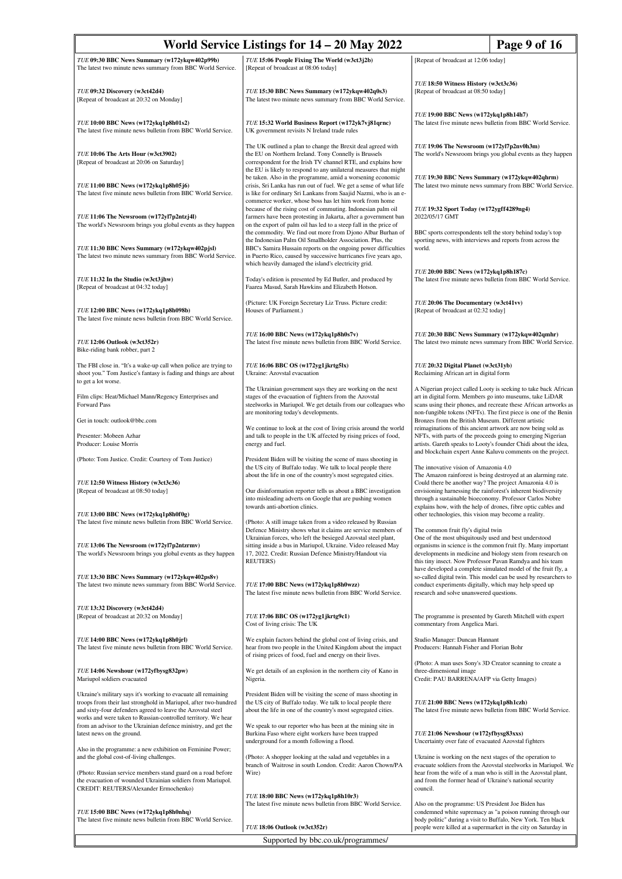*TUE* **09:30 BBC News Summary (w172ykqw402p99b)**
The latest two minute news summary from BBC World Service.

*TUE* **09:32 Discovery (w3ct42d4)**
[Repeat of broadcast at 20:32 on Monday]

*TUE* **10:00 BBC News (w172ykq1p8h01s2)**
The latest five minute news bulletin from BBC World Service.

*TUE* **10:06 The Arts Hour (w3ct3902)**
[Repeat of broadcast at 20:06 on Saturday]

*TUE* **11:00 BBC News (w172ykq1p8h05j6)**
The latest five minute news bulletin from BBC World Service.

*TUE* **11:06 The Newsroom (w172yl7p2ntzj4l)**
The world's Newsroom brings you global events as they happen

*TUE* **11:30 BBC News Summary (w172ykqw402pjsl)**
The latest two minute news summary from BBC World Service.

*TUE* **11:32 In the Studio (w3ct3jhw)**
[Repeat of broadcast at 04:32 today]

*TUE* **12:00 BBC News (w172ykq1p8h098b)**
The latest five minute news bulletin from BBC World Service.

*TUE* **12:06 Outlook (w3ct352r)**
Bike-riding bank robber, part 2

The FBI close in. "It's a wake-up call when police are trying to shoot you." Tom Justice's fantasy is fading and things are about to get a lot worse.

Film clips: Heat/Michael Mann/Regency Enterprises and Forward Pass

Get in touch: outlook@bbc.com

Presenter: Mobeen Azhar
Producer: Louise Morris

(Photo: Tom Justice. Credit: Courtesy of Tom Justice)

*TUE* **12:50 Witness History (w3ct3c36)**
[Repeat of broadcast at 08:50 today]

*TUE* **13:00 BBC News (w172ykq1p8h0f0g)**
The latest five minute news bulletin from BBC World Service.

*TUE* **13:06 The Newsroom (w172yl7p2ntzrmv)**
The world's Newsroom brings you global events as they happen

*TUE* **13:30 BBC News Summary (w172ykqw402ps8v)**
The latest two minute news summary from BBC World Service.

*TUE* **13:32 Discovery (w3ct42d4)**
[Repeat of broadcast at 20:32 on Monday]

*TUE* **14:00 BBC News (w172ykq1p8h0jrl)**
The latest five minute news bulletin from BBC World Service.

*TUE* **14:06 Newshour (w172yfbysg832pw)**
Mariupol soldiers evacuated

Ukraine's military says it's working to evacuate all remaining troops from their last stronghold in Mariupol, after two-hundred and sixty-four defenders agreed to leave the Azovstal steel works and were taken to Russian-controlled territory. We hear from an advisor to the Ukrainian defence ministry, and get the latest news on the ground.

Also in the programme: a new exhibition on Feminine Power; and the global cost-of-living challenges.

(Photo: Russian service members stand guard on a road before the evacuation of wounded Ukrainian soldiers from Mariupol. CREDIT: REUTERS/Alexander Ermochenko)

*TUE* **15:00 BBC News (w172ykq1p8h0nhq)**
The latest five minute news bulletin from BBC World Service.

*TUE* **15:06 People Fixing The World (w3ct3j2b)**
[Repeat of broadcast at 08:06 today]

*TUE* **15:30 BBC News Summary (w172ykqw402q0s3)**
The latest two minute news summary from BBC World Service.

*TUE* **15:32 World Business Report (w172yk7vj81qrnc)**
UK government revisits N Ireland trade rules

The UK outlined a plan to change the Brexit deal agreed with the EU on Northern Ireland. Tony Connelly is Brussels correspondent for the Irish TV channel RTE, and explains how the EU is likely to respond to any unilateral measures that might be taken. Also in the programme, amid a worsening economic crisis, Sri Lanka has run out of fuel. We get a sense of what life is like for ordinary Sri Lankans from Saajid Nazmi, who is an e-commerce worker, whose boss has let him work from home because of the rising cost of commuting. Indonesian palm oil farmers have been protesting in Jakarta, after a government ban on the export of palm oil has led to a steep fall in the price of the commodity. We find out more from Djono Albar Burhan of the Indonesian Palm Oil Smallholder Association. Plus, the BBC's Samira Hussain reports on the ongoing power difficulties in Puerto Rico, caused by successive hurricanes five years ago, which heavily damaged the island's electricity grid.

Today's edition is presented by Ed Butler, and produced by Faarea Masud, Sarah Hawkins and Elizabeth Hotson.

(Picture: UK Foreign Secretary Liz Truss. Picture credit: Houses of Parliament.)

*TUE* **16:00 BBC News (w172ykq1p8h0s7v)**
The latest five minute news bulletin from BBC World Service.

*TUE* **16:06 BBC OS (w172yg1jkrtg5lx)**
Ukraine: Azovstal evacuation

The Ukrainian government says they are working on the next stages of the evacuation of fighters from the Azovstal steelworks in Mariupol. We get details from our colleagues who are monitoring today's developments.

We continue to look at the cost of living crisis around the world and talk to people in the UK affected by rising prices of food, energy and fuel.

President Biden will be visiting the scene of mass shooting in the US city of Buffalo today. We talk to local people there about the life in one of the country's most segregated cities.

Our disinformation reporter tells us about a BBC investigation into misleading adverts on Google that are pushing women towards anti-abortion clinics.

(Photo: A still image taken from a video released by Russian Defence Ministry shows what it claims are service members of Ukrainian forces, who left the besieged Azovstal steel plant, sitting inside a bus in Mariupol, Ukraine. Video released May 17, 2022. Credit: Russian Defence Ministry/Handout via REUTERS)

*TUE* **17:00 BBC News (w172ykq1p8h0wzz)**
The latest five minute news bulletin from BBC World Service.

*TUE* **17:06 BBC OS (w172yg1jkrtg9c1)**
Cost of living crisis: The UK

We explain factors behind the global cost of living crisis, and hear from two people in the United Kingdom about the impact of rising prices of food, fuel and energy on their lives.

We get details of an explosion in the northern city of Kano in Nigeria.

President Biden will be visiting the scene of mass shooting in the US city of Buffalo today. We talk to local people there about the life in one of the country's most segregated cities.

We speak to our reporter who has been at the mining site in Burkina Faso where eight workers have been trapped underground for a month following a flood.

(Photo: A shopper looking at the salad and vegetables in a branch of Waitrose in south London. Credit: Aaron Chown/PA Wire)

*TUE* **18:00 BBC News (w172ykq1p8h10r3)**
The latest five minute news bulletin from BBC World Service.

*TUE* **18:06 Outlook (w3ct352r)**
[Repeat of broadcast at 12:06 today]

*TUE* **18:50 Witness History (w3ct3c36)**
[Repeat of broadcast at 08:50 today]

*TUE* **19:00 BBC News (w172ykq1p8h14h7)**
The latest five minute news bulletin from BBC World Service.

*TUE* **19:06 The Newsroom (w172yl7p2nv0h3m)**
The world's Newsroom brings you global events as they happen

*TUE* **19:30 BBC News Summary (w172ykqw402qhrm)**
The latest two minute news summary from BBC World Service.

*TUE* **19:32 Sport Today (w172ygff4289ng4)**
2022/05/17 GMT

BBC sports correspondents tell the story behind today's top sporting news, with interviews and reports from across the world.

*TUE* **20:00 BBC News (w172ykq1p8h187c)**
The latest five minute news bulletin from BBC World Service.

*TUE* **20:06 The Documentary (w3ct41vv)**
[Repeat of broadcast at 02:32 today]

*TUE* **20:30 BBC News Summary (w172ykqw402qmhr)**
The latest two minute news summary from BBC World Service.

*TUE* **20:32 Digital Planet (w3ct31yb)**
Reclaiming African art in digital form

A Nigerian project called Looty is seeking to take back African art in digital form. Members go into museums, take LiDAR scans using their phones, and recreate these African artworks as non-fungible tokens (NFTs). The first piece is one of the Benin Bronzes from the British Museum. Different artistic reimaginations of this ancient artwork are now being sold as NFTs, with parts of the proceeds going to emerging Nigerian artists. Gareth speaks to Looty's founder Chidi about the idea, and blockchain expert Anne Kaluvu comments on the project.

The innovative vision of Amazonia 4.0
The Amazon rainforest is being destroyed at an alarming rate. Could there be another way? The project Amazonia 4.0 is envisioning harnessing the rainforest's inherent biodiversity through a sustainable bioeconomy. Professor Carlos Nobre explains how, with the help of drones, fibre optic cables and other technologies, this vision may become a reality.

The common fruit fly's digital twin
One of the most ubiquitously used and best understood organisms in science is the common fruit fly. Many important developments in medicine and biology stem from research on this tiny insect. Now Professor Pavan Ramdya and his team have developed a complete simulated model of the fruit fly, a so-called digital twin. This model can be used by researchers to conduct experiments digitally, which may help speed up research and solve unanswered questions.

The programme is presented by Gareth Mitchell with expert commentary from Angelica Mari.

Studio Manager: Duncan Hannant
Producers: Hannah Fisher and Florian Bohr

(Photo: A man uses Sony's 3D Creator scanning to create a three-dimensional image
Credit: PAU BARRENA/AFP via Getty Images)

*TUE* **21:00 BBC News (w172ykq1p8h1czh)**
The latest five minute news bulletin from BBC World Service.

*TUE* **21:06 Newshour (w172yfbysg83xxs)**
Uncertainty over fate of evacuated Azovstal fighters

Ukraine is working on the next stages of the operation to evacuate soldiers from the Azovstal steelworks in Mariupol. We hear from the wife of a man who is still in the Azovstal plant, and from the former head of Ukraine's national security council.

Also on the programme: US President Joe Biden has condemned white supremacy as "a poison running through our body politic" during a visit to Buffalo, New York. Ten black people were killed at a supermarket in the city on Saturday in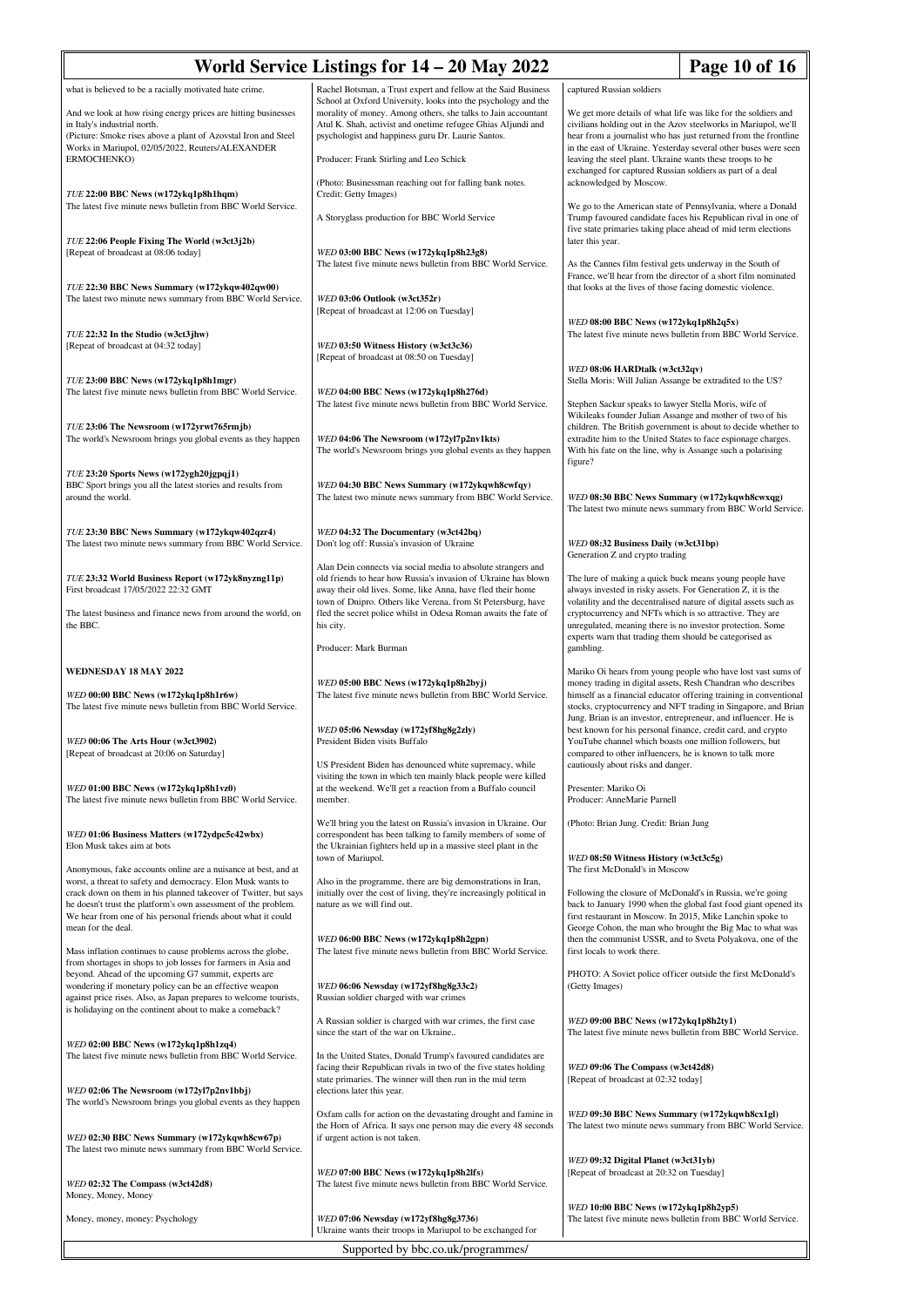what is believed to be a racially motivated hate crime.

And we look at how rising energy prices are hitting businesses in Italy's industrial north.
(Picture: Smoke rises above a plant of Azovstal Iron and Steel Works in Mariupol, 02/05/2022, Reuters/ALEXANDER ERMOCHENKO)

*TUE* **22:00 BBC News (w172ykq1p8h1hqm)**
The latest five minute news bulletin from BBC World Service.

*TUE* **22:06 People Fixing The World (w3ct3j2b)**
[Repeat of broadcast at 08:06 today]

*TUE* **22:30 BBC News Summary (w172ykqw402qw00)**
The latest two minute news summary from BBC World Service.

*TUE* **22:32 In the Studio (w3ct3jhw)**
[Repeat of broadcast at 04:32 today]

*TUE* **23:00 BBC News (w172ykq1p8h1mgr)**
The latest five minute news bulletin from BBC World Service.

*TUE* **23:06 The Newsroom (w172yrwt765rmjb)**
The world's Newsroom brings you global events as they happen

*TUE* **23:20 Sports News (w172ygh20jgpqj1)**
BBC Sport brings you all the latest stories and results from around the world.

*TUE* **23:30 BBC News Summary (w172ykqw402qzr4)**
The latest two minute news summary from BBC World Service.

*TUE* **23:32 World Business Report (w172yk8nyzng11p)**
First broadcast 17/05/2022 22:32 GMT

The latest business and finance news from around the world, on the BBC.

**WEDNESDAY 18 MAY 2022**

*WED* **00:00 BBC News (w172ykq1p8h1r6w)**
The latest five minute news bulletin from BBC World Service.

*WED* **00:06 The Arts Hour (w3ct3902)**
[Repeat of broadcast at 20:06 on Saturday]

*WED* **01:00 BBC News (w172ykq1p8h1vz0)**
The latest five minute news bulletin from BBC World Service.

*WED* **01:06 Business Matters (w172ydpc5c42wbx)**
Elon Musk takes aim at bots

Anonymous, fake accounts online are a nuisance at best, and at worst, a threat to safety and democracy. Elon Musk wants to crack down on them in his planned takeover of Twitter, but says he doesn't trust the platform's own assessment of the problem. We hear from one of his personal friends about what it could mean for the deal.

Mass inflation continues to cause problems across the globe, from shortages in shops to job losses for farmers in Asia and beyond. Ahead of the upcoming G7 summit, experts are wondering if monetary policy can be an effective weapon against price rises. Also, as Japan prepares to welcome tourists, is holidaying on the continent about to make a comeback?

*WED* **02:00 BBC News (w172ykq1p8h1zq4)**
The latest five minute news bulletin from BBC World Service.

*WED* **02:06 The Newsroom (w172yl7p2nv1bbj)**
The world's Newsroom brings you global events as they happen

*WED* **02:30 BBC News Summary (w172ykqwh8cw67p)**
The latest two minute news summary from BBC World Service.

*WED* **02:32 The Compass (w3ct42d8)**
Money, Money, Money

Money, money, money: Psychology

Rachel Botsman, a Trust expert and fellow at the Said Business School at Oxford University, looks into the psychology and the morality of money. Among others, she talks to Jain accountant Atul K. Shah, activist and onetime refugee Ghias Aljundi and psychologist and happiness guru Dr. Laurie Santos.

Producer: Frank Stirling and Leo Schick

(Photo: Businessman reaching out for falling bank notes. Credit: Getty Images)

A Storyglass production for BBC World Service

*WED* **03:00 BBC News (w172ykq1p8h23g8)**
The latest five minute news bulletin from BBC World Service.

*WED* **03:06 Outlook (w3ct352r)**
[Repeat of broadcast at 12:06 on Tuesday]

*WED* **03:50 Witness History (w3ct3c36)**
[Repeat of broadcast at 08:50 on Tuesday]

*WED* **04:00 BBC News (w172ykq1p8h276d)**
The latest five minute news bulletin from BBC World Service.

*WED* **04:06 The Newsroom (w172yl7p2nv1kts)**
The world's Newsroom brings you global events as they happen

*WED* **04:30 BBC News Summary (w172ykqwh8cwfqy)**
The latest two minute news summary from BBC World Service.

*WED* **04:32 The Documentary (w3ct42bq)**
Don't log off: Russia's invasion of Ukraine

Alan Dein connects via social media to absolute strangers and old friends to hear how Russia's invasion of Ukraine has blown away their old lives. Some, like Anna, have fled their home town of Dnipro. Others like Verena, from St Petersburg, have fled the secret police whilst in Odesa Roman awaits the fate of his city.

Producer: Mark Burman

*WED* **05:00 BBC News (w172ykq1p8h2byj)**
The latest five minute news bulletin from BBC World Service.

*WED* **05:06 Newsday (w172yf8hg8g2zly)**
President Biden visits Buffalo

US President Biden has denounced white supremacy, while visiting the town in which ten mainly black people were killed at the weekend. We'll get a reaction from a Buffalo council member.

We'll bring you the latest on Russia's invasion in Ukraine. Our correspondent has been talking to family members of some of the Ukrainian fighters held up in a massive steel plant in the town of Mariupol.

Also in the programme, there are big demonstrations in Iran, initially over the cost of living, they're increasingly political in nature as we will find out.

*WED* **06:00 BBC News (w172ykq1p8h2gpn)**
The latest five minute news bulletin from BBC World Service.

*WED* **06:06 Newsday (w172yf8hg8g33c2)**
Russian soldier charged with war crimes

A Russian soldier is charged with war crimes, the first case since the start of the war on Ukraine..

In the United States, Donald Trump's favoured candidates are facing their Republican rivals in two of the five states holding state primaries. The winner will then run in the mid term elections later this year.

Oxfam calls for action on the devastating drought and famine in the Horn of Africa. It says one person may die every 48 seconds if urgent action is not taken.

*WED* **07:00 BBC News (w172ykq1p8h2lfs)**
The latest five minute news bulletin from BBC World Service.

*WED* **07:06 Newsday (w172yf8hg8g3736)**
Ukraine wants their troops in Mariupol to be exchanged for captured Russian soldiers

We get more details of what life was like for the soldiers and civilians holding out in the Azov steelworks in Mariupol, we'll hear from a journalist who has just returned from the frontline in the east of Ukraine. Yesterday several other buses were seen leaving the steel plant. Ukraine wants these troops to be exchanged for captured Russian soldiers as part of a deal acknowledged by Moscow.

We go to the American state of Pennsylvania, where a Donald Trump favoured candidate faces his Republican rival in one of five state primaries taking place ahead of mid term elections later this year.

As the Cannes film festival gets underway in the South of France, we'll hear from the director of a short film nominated that looks at the lives of those facing domestic violence.

*WED* **08:00 BBC News (w172ykq1p8h2q5x)**
The latest five minute news bulletin from BBC World Service.

*WED* **08:06 HARDtalk (w3ct32qv)**
Stella Moris: Will Julian Assange be extradited to the US?

Stephen Sackur speaks to lawyer Stella Moris, wife of Wikileaks founder Julian Assange and mother of two of his children. The British government is about to decide whether to extradite him to the United States to face espionage charges. With his fate on the line, why is Assange such a polarising figure?

*WED* **08:30 BBC News Summary (w172ykqwh8cwxqg)**
The latest two minute news summary from BBC World Service.

*WED* **08:32 Business Daily (w3ct31bp)**
Generation Z and crypto trading

The lure of making a quick buck means young people have always invested in risky assets. For Generation Z, it is the volatility and the decentralised nature of digital assets such as cryptocurrency and NFTs which is so attractive. They are unregulated, meaning there is no investor protection. Some experts warn that trading them should be categorised as gambling.

Mariko Oi hears from young people who have lost vast sums of money trading in digital assets, Resh Chandran who describes himself as a financial educator offering training in conventional stocks, cryptocurrency and NFT trading in Singapore, and Brian Jung. Brian is an investor, entrepreneur, and influencer. He is best known for his personal finance, credit card, and crypto YouTube channel which boasts one million followers, but compared to other influencers, he is known to talk more cautiously about risks and danger.

Presenter: Mariko Oi
Producer: AnneMarie Parnell

(Photo: Brian Jung. Credit: Brian Jung)

*WED* **08:50 Witness History (w3ct3c5g)**
The first McDonald's in Moscow

Following the closure of McDonald's in Russia, we're going back to January 1990 when the global fast food giant opened its first restaurant in Moscow. In 2015, Mike Lanchin spoke to George Cohon, the man who brought the Big Mac to what was then the communist USSR, and to Sveta Polyakova, one of the first locals to work there.

PHOTO: A Soviet police officer outside the first McDonald's (Getty Images)

*WED* **09:00 BBC News (w172ykq1p8h2ty1)**
The latest five minute news bulletin from BBC World Service.

*WED* **09:06 The Compass (w3ct42d8)**
[Repeat of broadcast at 02:32 today]

*WED* **09:30 BBC News Summary (w172ykqwh8cx1gl)**
The latest two minute news summary from BBC World Service.

*WED* **09:32 Digital Planet (w3ct31yb)**
[Repeat of broadcast at 20:32 on Tuesday]

*WED* **10:00 BBC News (w172ykq1p8h2yp5)**
The latest five minute news bulletin from BBC World Service.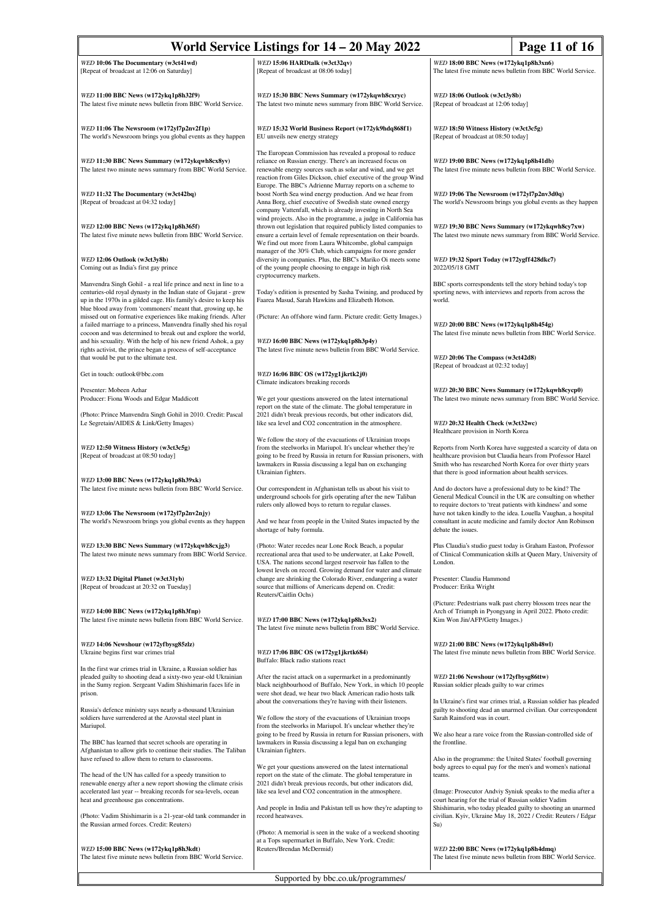**WED 10:06 The Documentary (w3ct41wd)**
[Repeat of broadcast at 12:06 on Saturday]

**WED 11:00 BBC News (w172ykq1p8h32f9)**
The latest five minute news bulletin from BBC World Service.

**WED 11:06 The Newsroom (w172yl7p2nv2f1p)**
The world's Newsroom brings you global events as they happen

**WED 11:30 BBC News Summary (w172ykqwh8cx8yv)**
The latest two minute news summary from BBC World Service.

**WED 11:32 The Documentary (w3ct42bq)**
[Repeat of broadcast at 04:32 today]

**WED 12:00 BBC News (w172ykq1p8h365f)**
The latest five minute news bulletin from BBC World Service.

**WED 12:06 Outlook (w3ct3y8b)**
Coming out as India's first gay prince

Manvendra Singh Gohil - a real life prince and next in line to a centuries-old royal dynasty in the Indian state of Gujarat - grew up in the 1970s in a gilded cage. His family's desire to keep his blue blood away from 'commoners' meant that, growing up, he missed out on formative experiences like making friends. After a failed marriage to a princess, Manvendra finally shed his royal cocoon and was determined to break out and explore the world, and his sexuality. With the help of his new friend Ashok, a gay rights activist, the prince began a process of self-acceptance that would be put to the ultimate test.

Get in touch: outlook@bbc.com

Presenter: Mobeen Azhar
Producer: Fiona Woods and Edgar Maddicott

(Photo: Prince Manvendra Singh Gohil in 2010. Credit: Pascal Le Segretain/AIDES & Link/Getty Images)

**WED 12:50 Witness History (w3ct3c5g)**
[Repeat of broadcast at 08:50 today]

**WED 13:00 BBC News (w172ykq1p8h39xk)**
The latest five minute news bulletin from BBC World Service.

**WED 13:06 The Newsroom (w172yl7p2nv2njy)**
The world's Newsroom brings you global events as they happen

**WED 13:30 BBC News Summary (w172ykqwh8cxjg3)**
The latest two minute news summary from BBC World Service.

**WED 13:32 Digital Planet (w3ct31yb)**
[Repeat of broadcast at 20:32 on Tuesday]

**WED 14:00 BBC News (w172ykq1p8h3fnp)**
The latest five minute news bulletin from BBC World Service.

**WED 14:06 Newshour (w172yfbysg85zlz)**
Ukraine begins first war crimes trial

In the first war crimes trial in Ukraine, a Russian soldier has pleaded guilty to shooting dead a sixty-two year-old Ukrainian in the Sumy region. Sergeant Vadim Shishimarin faces life in prison.

Russia's defence ministry says nearly a-thousand Ukrainian soldiers have surrendered at the Azovstal steel plant in Mariupol.

The BBC has learned that secret schools are operating in Afghanistan to allow girls to continue their studies. The Taliban have refused to allow them to return to classrooms.

The head of the UN has called for a speedy transition to renewable energy after a new report showing the climate crisis accelerated last year -- breaking records for sea-levels, ocean heat and greenhouse gas concentrations.

(Photo: Vadim Shishimarin is a 21-year-old tank commander in the Russian armed forces. Credit: Reuters)

**WED 15:00 BBC News (w172ykq1p8h3kdt)**
The latest five minute news bulletin from BBC World Service.

**WED 15:06 HARDtalk (w3ct32qv)**
[Repeat of broadcast at 08:06 today]

**WED 15:30 BBC News Summary (w172ykqwh8cxryc)**
The latest two minute news summary from BBC World Service.

**WED 15:32 World Business Report (w172yk9hdq868f1)**
EU unveils new energy strategy

The European Commission has revealed a proposal to reduce reliance on Russian energy. There's an increased focus on renewable energy sources such as solar and wind, and we get reaction from Giles Dickson, chief executive of the group Wind Europe. The BBC's Adrienne Murray reports on a scheme to boost North Sea wind energy production. And we hear from Anna Borg, chief executive of Swedish state owned energy company Vattenfall, which is already investing in North Sea wind projects. Also in the programme, a judge in California has thrown out legislation that required publicly listed companies to ensure a certain level of female representation on their boards. We find out more from Laura Whitcombe, global campaign manager of the 30% Club, which campaigns for more gender diversity in companies. Plus, the BBC's Mariko Oi meets some of the young people choosing to engage in high risk cryptocurrency markets.

Today's edition is presented by Sasha Twining, and produced by Faarea Masud, Sarah Hawkins and Elizabeth Hotson.

(Picture: An offshore wind farm. Picture credit: Getty Images.)

**WED 16:00 BBC News (w172ykq1p8h3p4y)**
The latest five minute news bulletin from BBC World Service.

**WED 16:06 BBC OS (w172yg1jkrtk2j0)**
Climate indicators breaking records

We get your questions answered on the latest international report on the state of the climate. The global temperature in 2021 didn't break previous records, but other indicators did, like sea level and CO2 concentration in the atmosphere.

We follow the story of the evacuations of Ukrainian troops from the steelworks in Mariupol. It's unclear whether they're going to be freed by Russia in return for Russian prisoners, with lawmakers in Russia discussing a legal ban on exchanging Ukrainian fighters.

Our correspondent in Afghanistan tells us about his visit to underground schools for girls operating after the new Taliban rulers only allowed boys to return to regular classes.

And we hear from people in the United States impacted by the shortage of baby formula.

(Photo: Water recedes near Lone Rock Beach, a popular recreational area that used to be underwater, at Lake Powell, USA. The nations second largest reservoir has fallen to the lowest levels on record. Growing demand for water and climate change are shrinking the Colorado River, endangering a water source that millions of Americans depend on. Credit: Reuters/Caitlin Ochs)

**WED 17:00 BBC News (w172ykq1p8h3sx2)**
The latest five minute news bulletin from BBC World Service.

**WED 17:06 BBC OS (w172yg1jkrtk684)**
Buffalo: Black radio stations react

After the racist attack on a supermarket in a predominantly black neighbourhood of Buffalo, New York, in which 10 people were shot dead, we hear two black American radio hosts talk about the conversations they're having with their listeners.

We follow the story of the evacuations of Ukrainian troops from the steelworks in Mariupol. It's unclear whether they're going to be freed by Russia in return for Russian prisoners, with lawmakers in Russia discussing a legal ban on exchanging Ukrainian fighters.

We get your questions answered on the latest international report on the state of the climate. The global temperature in 2021 didn't break previous records, but other indicators did, like sea level and CO2 concentration in the atmosphere.

And people in India and Pakistan tell us how they're adapting to record heatwaves.

(Photo: A memorial is seen in the wake of a weekend shooting at a Tops supermarket in Buffalo, New York. Credit: Reuters/Brendan McDermid)

**WED 18:00 BBC News (w172ykq1p8h3xn6)**
The latest five minute news bulletin from BBC World Service.

**WED 18:06 Outlook (w3ct3y8b)**
[Repeat of broadcast at 12:06 today]

**WED 18:50 Witness History (w3ct3c5g)**
[Repeat of broadcast at 08:50 today]

**WED 19:00 BBC News (w172ykq1p8h41db)**
The latest five minute news bulletin from BBC World Service.

**WED 19:06 The Newsroom (w172yl7p2nv3d0q)**
The world's Newsroom brings you global events as they happen

**WED 19:30 BBC News Summary (w172ykqwh8cy7xw)**
The latest two minute news summary from BBC World Service.

**WED 19:32 Sport Today (w172ygff428dkc7)**
2022/05/18 GMT

BBC sports correspondents tell the story behind today's top sporting news, with interviews and reports from across the world.

**WED 20:00 BBC News (w172ykq1p8h454g)**
The latest five minute news bulletin from BBC World Service.

**WED 20:06 The Compass (w3ct42d8)**
[Repeat of broadcast at 02:32 today]

**WED 20:30 BBC News Summary (w172ykqwh8cycp0)**
The latest two minute news summary from BBC World Service.

**WED 20:32 Health Check (w3ct32wc)**
Healthcare provision in North Korea

Reports from North Korea have suggested a scarcity of data on healthcare provision but Claudia hears from Professor Hazel Smith who has researched North Korea for over thirty years that there is good information about health services.

And do doctors have a professional duty to be kind? The General Medical Council in the UK are consulting on whether to require doctors to 'treat patients with kindness' and some have not taken kindly to the idea. Louella Vaughan, a hospital consultant in acute medicine and family doctor Ann Robinson debate the issues.

Plus Claudia's studio guest today is Graham Easton, Professor of Clinical Communication skills at Queen Mary, University of London.

Presenter: Claudia Hammond
Producer: Erika Wright

(Picture: Pedestrians walk past cherry blossom trees near the Arch of Triumph in Pyongyang in April 2022. Photo credit: Kim Won Jin/AFP/Getty Images.)

**WED 21:00 BBC News (w172ykq1p8h48wl)**
The latest five minute news bulletin from BBC World Service.

**WED 21:06 Newshour (w172yfbysg86ttw)**
Russian soldier pleads guilty to war crimes

In Ukraine's first war crimes trial, a Russian soldier has pleaded guilty to shooting dead an unarmed civilian. Our correspondent Sarah Rainsford was in court.

We also hear a rare voice from the Russian-controlled side of the frontline.

Also in the programme: the United States' football governing body agrees to equal pay for the men's and women's national teams.

(Image: Prosecutor Andviy Syniuk speaks to the media after a court hearing for the trial of Russian soldier Vadim Shishimarin, who today pleaded guilty to shooting an unarmed civilian. Kyiv, Ukraine May 18, 2022 / Credit: Reuters / Edgar Su)

**WED 22:00 BBC News (w172ykq1p8h4dmq)**
The latest five minute news bulletin from BBC World Service.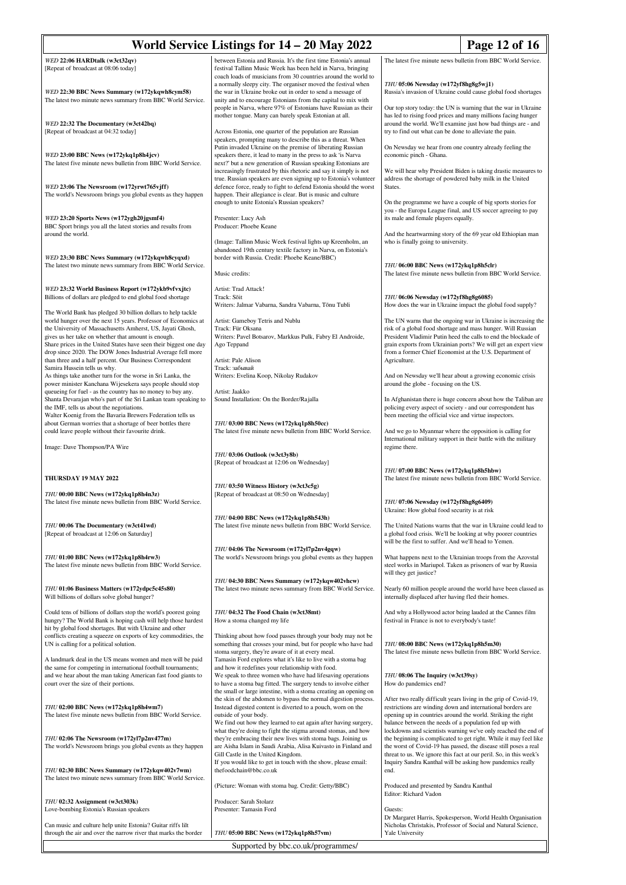*WED* **22:06 HARDtalk (w3ct32qv)**
[Repeat of broadcast at 08:06 today]

*WED* **22:30 BBC News Summary (w172ykqwh8cym58)**
The latest two minute news summary from BBC World Service.

*WED* **22:32 The Documentary (w3ct42bq)**
[Repeat of broadcast at 04:32 today]

*WED* **23:00 BBC News (w172ykq1p8h4jcv)**
The latest five minute news bulletin from BBC World Service.

*WED* **23:06 The Newsroom (w172yrwt765vjff)**
The world's Newsroom brings you global events as they happen

*WED* **23:20 Sports News (w172ygh20jgsmf4)**
BBC Sport brings you all the latest stories and results from around the world.

*WED* **23:30 BBC News Summary (w172ykqwh8cyqxd)**
The latest two minute news summary from BBC World Service.

*WED* **23:32 World Business Report (w172ykb9vfvxjtc)**
Billions of dollars are pledged to end global food shortage

The World Bank has pledged 30 billion dollars to help tackle world hunger over the next 15 years. Professor of Economics at the University of Massachusetts Amherst, US, Jayati Ghosh, gives us her take on whether that amount is enough.
Share prices in the United States have seen their biggest one day drop since 2020. The DOW Jones Industrial Average fell more than three and a half percent. Our Business Correspondent Samira Hussein tells us why.
As things take another turn for the worse in Sri Lanka, the power minister Kanchana Wijesekera says people should stop queueing for fuel - as the country has no money to buy any. Shanta Devarajan who's part of the Sri Lankan team speaking to the IMF, tells us about the negotiations.
Walter Koenig from the Bavaria Brewers Federation tells us about German worries that a shortage of beer bottles there could leave people without their favourite drink.

Image: Dave Thompson/PA Wire

**THURSDAY 19 MAY 2022**

*THU* **00:00 BBC News (w172ykq1p8h4n3z)**
The latest five minute news bulletin from BBC World Service.

*THU* **00:06 The Documentary (w3ct41wd)**
[Repeat of broadcast at 12:06 on Saturday]

*THU* **01:00 BBC News (w172ykq1p8h4rw3)**
The latest five minute news bulletin from BBC World Service.

*THU* **01:06 Business Matters (w172ydpc5c45s80)**
Will billions of dollars solve global hunger?

Could tens of billions of dollars stop the world's poorest going hungry? The World Bank is hoping cash will help those hardest hit by global food shortages. But with Ukraine and other conflicts creating a squeeze on exports of key commodities, the UN is calling for a political solution.

A landmark deal in the US means women and men will be paid the same for competing in international football tournaments; and we hear about the man taking American fast food giants to court over the size of their portions.

*THU* **02:00 BBC News (w172ykq1p8h4wm7)**
The latest five minute news bulletin from BBC World Service.

*THU* **02:06 The Newsroom (w172yl7p2nv477m)**
The world's Newsroom brings you global events as they happen

*THU* **02:30 BBC News Summary (w172ykqw402v7wm)**
The latest two minute news summary from BBC World Service.

*THU* **02:32 Assignment (w3ct303k)**
Love-bombing Estonia's Russian speakers

Can music and culture help unite Estonia? Guitar riffs lilt through the air and over the narrow river that marks the border between Estonia and Russia. It's the first time Estonia's annual festival Tallinn Music Week has been held in Narva, bringing coach loads of musicians from 30 countries around the world to a normally sleepy city. The organiser moved the festival when the war in Ukraine broke out in order to send a message of unity and to encourage Estonians from the capital to mix with people in Narva, where 97% of Estonians have Russian as their mother tongue. Many can barely speak Estonian at all.

Across Estonia, one quarter of the population are Russian speakers, prompting many to describe this as a threat. When Putin invaded Ukraine on the premise of liberating Russian speakers there, it lead to many in the press to ask 'is Narva next?' but a new generation of Russian speaking Estonians are increasingly frustrated by this rhetoric and say it simply is not true. Russian speakers are even signing up to Estonia's volunteer defence force, ready to fight to defend Estonia should the worst happen. Their allegiance is clear. But is music and culture enough to unite Estonia's Russian speakers?

Presenter: Lucy Ash
Producer: Phoebe Keane

(Image: Tallinn Music Week festival lights up Kreenholm, an abandoned 19th century textile factory in Narva, on Estonia's border with Russia. Credit: Phoebe Keane/BBC)

Music credits:

Artist: Trad Attack!
Track: Sõit
Writers: Jalmar Vabarna, Sandra Vabarna, Tõnu Tubli

Artist: Gameboy Tetris and Nublu
Track: Für Oksana
Writers: Pavel Botsarov, Markkus Pulk, Fabry El Androide, Ago Teppand

Artist: Pale Alison
Track: забывай
Writers: Evelina Koop, Nikolay Rudakov

Artist: Jaakko
Sound Installation: On the Border/Rajalla

*THU* **03:00 BBC News (w172ykq1p8h50cc)**
The latest five minute news bulletin from BBC World Service.

*THU* **03:06 Outlook (w3ct3y8b)**
[Repeat of broadcast at 12:06 on Wednesday]

*THU* **03:50 Witness History (w3ct3c5g)**
[Repeat of broadcast at 08:50 on Wednesday]

*THU* **04:00 BBC News (w172ykq1p8h543h)**
The latest five minute news bulletin from BBC World Service.

*THU* **04:06 The Newsroom (w172yl7p2nv4gqw)**
The world's Newsroom brings you global events as they happen

*THU* **04:30 BBC News Summary (w172ykqw402vhcw)**
The latest two minute news summary from BBC World Service.

*THU* **04:32 The Food Chain (w3ct38mt)**
How a stoma changed my life

Thinking about how food passes through your body may not be something that crosses your mind, but for people who have had stoma surgery, they're aware of it at every meal.
Tamasin Ford explores what it's like to live with a stoma bag and how it redefines your relationship with food.
We speak to three women who have had lifesaving operations to have a stoma bag fitted. The surgery tends to involve either the small or large intestine, with a stoma creating an opening on the skin of the abdomen to bypass the normal digestion process. Instead digested content is diverted to a pouch, worn on the outside of your body.
We find out how they learned to eat again after having surgery, what they're doing to fight the stigma around stomas, and how they're embracing their new lives with stoma bags. Joining us are Aisha Islam in Saudi Arabia, Alisa Kuivasto in Finland and Gill Castle in the United Kingdom.
If you would like to get in touch with the show, please email: thefoodchain@bbc.co.uk

(Picture: Woman with stoma bag. Credit: Getty/BBC)

Producer: Sarah Stolarz
Presenter: Tamasin Ford

*THU* **05:00 BBC News (w172ykq1p8h57vm)**
The latest five minute news bulletin from BBC World Service.

*THU* **05:06 Newsday (w172yf8hg8g5wj1)**
Russia's invasion of Ukraine could cause global food shortages

Our top story today: the UN is warning that the war in Ukraine has led to rising food prices and many millions facing hunger around the world. We'll examine just how bad things are - and try to find out what can be done to alleviate the pain.

On Newsday we hear from one country already feeling the economic pinch - Ghana.

We will hear why President Biden is taking drastic measures to address the shortage of powdered baby milk in the United States.

On the programme we have a couple of big sports stories for you - the Europa League final, and US soccer agreeing to pay its male and female players equally.

And the heartwarming story of the 69 year old Ethiopian man who is finally going to university.

*THU* **06:00 BBC News (w172ykq1p8h5clr)**
The latest five minute news bulletin from BBC World Service.

*THU* **06:06 Newsday (w172yf8hg8g6085)**
How does the war in Ukraine impact the global food supply?

The UN warns that the ongoing war in Ukraine is increasing the risk of a global food shortage and mass hunger. Will Russian President Vladimir Putin heed the calls to end the blockade of grain exports from Ukrainian ports? We will get an expert view from a former Chief Economist at the U.S. Department of Agriculture.

And on Newsday we'll hear about a growing economic crisis around the globe - focusing on the US.

In Afghanistan there is huge concern about how the Taliban are policing every aspect of society - and our correspondent has been meeting the official vice and virtue inspectors.

And we go to Myanmar where the opposition is calling for International military support in their battle with the military regime there.

*THU* **07:00 BBC News (w172ykq1p8h5hbw)**
The latest five minute news bulletin from BBC World Service.

*THU* **07:06 Newsday (w172yf8hg8g6409)**
Ukraine: How global food security is at risk

The United Nations warns that the war in Ukraine could lead to a global food crisis. We'll be looking at why poorer countries will be the first to suffer. And we'll head to Yemen.

What happens next to the Ukrainian troops from the Azovstal steel works in Mariupol. Taken as prisoners of war by Russia will they get justice?

Nearly 60 million people around the world have been classed as internally displaced after having fled their homes.

And why a Hollywood actor being lauded at the Cannes film festival in France is not to everybody's taste!

*THU* **08:00 BBC News (w172ykq1p8h5m30)**
The latest five minute news bulletin from BBC World Service.

*THU* **08:06 The Inquiry (w3ct39sy)**
How do pandemics end?

After two really difficult years living in the grip of Covid-19, restrictions are winding down and international borders are opening up in countries around the world. Striking the right balance between the needs of a population fed up with lockdowns and scientists warning we've only reached the end of the beginning is complicated to get right. While it may feel like the worst of Covid-19 has passed, the disease still poses a real threat to us. We ignore this fact at our peril. So, in this week's Inquiry Sandra Kanthal will be asking how pandemics really end.

Produced and presented by Sandra Kanthal
Editor: Richard Vadon

Guests:
Dr Margaret Harris, Spokesperson, World Health Organisation
Nicholas Christakis, Professor of Social and Natural Science, Yale University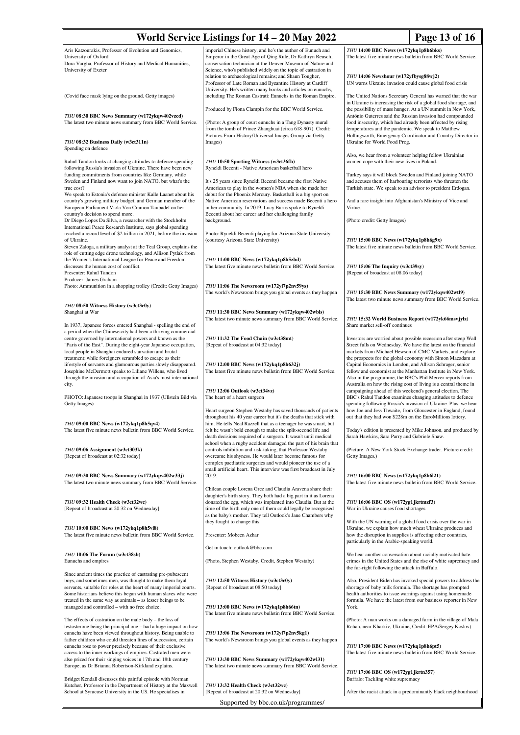Aris Katzourakis, Professor of Evolution and Genomics, University of Oxford
Dora Vargha, Professor of History and Medical Humanities, University of Exeter

(Covid face mask lying on the ground. Getty images)

*THU* **08:30 BBC News Summary (w172ykqw402vzcd)**
The latest two minute news summary from BBC World Service.

*THU* **08:32 Business Daily (w3ct311n)**
Spending on defence

Rahul Tandon looks at changing attitudes to defence spending following Russia's invasion of Ukraine. There have been new funding commitments from countries like Germany, while Sweden and Finland now want to join NATO, but what's the true cost?
We speak to Estonia's defence minister Kalle Laanet about his country's growing military budget, and German member of the European Parliament Viola Von Cramon Taubadel on her country's decision to spend more.
Dr Diego Lopes Da Silva, a researcher with the Stockholm International Peace Research Institute, says global spending reached a record level of $2 trillion in 2021, before the invasion of Ukraine.
Steven Zaloga, a military analyst at the Teal Group, explains the role of cutting edge drone technology, and Allison Pytlak from the Women's International League for Peace and Freedom discusses the human cost of conflict.
Presenter: Rahul Tandon
Producer: James Graham
Photo: Ammunition in a shopping trolley (Credit: Getty Images)

*THU* **08:50 Witness History (w3ct3c0y)**
Shanghai at War

In 1937, Japanese forces entered Shanghai - spelling the end of a period when the Chinese city had been a thriving commercial centre governed by international powers and known as the "Paris of the East". During the eight-year Japanese occupation, local people in Shanghai endured starvation and brutal treatment; while foreigners scrambled to escape as their lifestyle of servants and glamourous parties slowly disappeared. Josephine McDermott speaks to Liliane Willens, who lived through the invasion and occupation of Asia's most international city.

PHOTO: Japanese troops in Shanghai in 1937 (Ullstein Bild via Getty Images)

*THU* **09:00 BBC News (w172ykq1p8h5qv4)**
The latest five minute news bulletin from BBC World Service.

*THU* **09:06 Assignment (w3ct303k)**
[Repeat of broadcast at 02:32 today]

*THU* **09:30 BBC News Summary (w172ykqw402w33j)**
The latest two minute news summary from BBC World Service.

*THU* **09:32 Health Check (w3ct32wc)**
[Repeat of broadcast at 20:32 on Wednesday]

*THU* **10:00 BBC News (w172ykq1p8h5vl8)**
The latest five minute news bulletin from BBC World Service.

*THU* **10:06 The Forum (w3ct38sb)**
Eunuchs and empires

Since ancient times the practice of castrating pre-pubescent boys, and sometimes men, was thought to make them loyal servants, suitable for roles at the heart of many imperial courts. Some historians believe this began with human slaves who were treated in the same way as animals – as lesser beings to be managed and controlled – with no free choice.

The effects of castration on the male body – the loss of testosterone being the principal one – had a huge impact on how eunuchs have been viewed throughout history. Being unable to father children who could threaten lines of succession, certain eunuchs rose to power precisely because of their exclusive access to the inner workings of empires. Castrated men were also prized for their singing voices in 17th and 18th century Europe, as Dr Brianna Robertson-Kirkland explains.

Bridget Kendall discusses this painful episode with Norman Kutcher, Professor in the Department of History at the Maxwell School at Syracuse University in the US. He specialises in imperial Chinese history, and he's the author of Eunuch and Emperor in the Great Age of Qing Rule; Dr Kathryn Reusch, conservation technician at the Denver Museum of Nature and Science, who's published widely on the topic of castration in relation to archaeological remains; and Shaun Tougher, Professor of Late Roman and Byzantine History at Cardiff University. He's written many books and articles on eunuchs, including The Roman Castrati: Eunuchs in the Roman Empire.

Produced by Fiona Clampin for the BBC World Service.

(Photo: A group of court eunuchs in a Tang Dynasty mural from the tomb of Prince Zhanghuai (circa 618-907). Credit: Pictures From History/Universal Images Group via Getty Images)

*THU* **10:50 Sporting Witness (w3ct36fh)**
Ryneldi Becenti - Native American basketball hero

It's 25 years since Ryneldi Becenti became the first Native American to play in the women's NBA when she made her debut for the Phoenix Mercury. Basketball is a big sport on Native American reservations and success made Becenti a hero in her community. In 2019, Lucy Burns spoke to Ryneldi Becenti about her career and her challenging family background.

Photo: Ryneldi Becenti playing for Arizona State University (courtesy Arizona State University)

*THU* **11:00 BBC News (w172ykq1p8h5zbd)**
The latest five minute news bulletin from BBC World Service.

*THU* **11:06 The Newsroom (w172yl7p2nv59ys)**
The world's Newsroom brings you global events as they happen

*THU* **11:30 BBC News Summary (w172ykqw402wbls)**
The latest two minute news summary from BBC World Service.

*THU* **11:32 The Food Chain (w3ct38mt)**
[Repeat of broadcast at 04:32 today]

*THU* **12:00 BBC News (w172ykq1p8h632j)**
The latest five minute news bulletin from BBC World Service.

*THU* **12:06 Outlook (w3ct34vz)**
The heart of a heart surgeon

Heart surgeon Stephen Westaby has saved thousands of patients throughout his 40 year career but it's the deaths that stick with him. He tells Neal Razzell that as a teenager he was smart, but felt he wasn't bold enough to make the split-second life and death decisions required of a surgeon. It wasn't until medical school when a rugby accident damaged the part of his brain that controls inhibition and risk-taking, that Professor Westaby overcame his shyness. He would later become famous for complex paediatric surgeries and would pioneer the use of a small artificial heart. This interview was first broadcast in July 2019.

Chilean couple Lorena Grez and Claudia Aravena share their daughter's birth story. They both had a big part in it as Lorena donated the egg, which was implanted into Claudia. But at the time of the birth only one of them could legally be recognised as the baby's mother. They tell Outlook's Jane Chambers why they fought to change this.

Presenter: Mobeen Azhar

Get in touch: outlook@bbc.com

(Photo, Stephen Westaby. Credit, Stephen Westaby)

*THU* **12:50 Witness History (w3ct3c0y)**
[Repeat of broadcast at 08:50 today]

*THU* **13:00 BBC News (w172ykq1p8h66tn)**
The latest five minute news bulletin from BBC World Service.

*THU* **13:06 The Newsroom (w172yl7p2nv5kg1)**
The world's Newsroom brings you global events as they happen

*THU* **13:30 BBC News Summary (w172ykqw402wl31)**
The latest two minute news summary from BBC World Service.

*THU* **13:32 Health Check (w3ct32wc)**
[Repeat of broadcast at 20:32 on Wednesday]

*THU* **14:00 BBC News (w172ykq1p8h6bks)**
The latest five minute news bulletin from BBC World Service.

*THU* **14:06 Newshour (w172yfbysg88wj2)**
UN warns Ukraine invasion could cause global food crisis

The United Nations Secretary General has warned that the war in Ukraine is increasing the risk of a global food shortage, and the possibility of mass hunger. At a UN summit in New York, António Guterres said the Russian invasion had compounded food insecurity, which had already been affected by rising temperatures and the pandemic. We speak to Matthew Hollingworth, Emergency Coordinator and Country Director in Ukraine for World Food Prog.

Also, we hear from a volunteer helping fellow Ukrainian women cope with their new lives in Poland.

Turkey says it will block Sweden and Finland joining NATO and accuses them of harbouring terrorists who threaten the Turkish state. We speak to an advisor to president Erdogan.

And a rare insight into Afghanistan's Ministry of Vice and Virtue.

(Photo credit: Getty Images)

*THU* **15:00 BBC News (w172ykq1p8h6g9x)**
The latest five minute news bulletin from BBC World Service.

*THU* **15:06 The Inquiry (w3ct39sy)**
[Repeat of broadcast at 08:06 today]

*THU* **15:30 BBC News Summary (w172ykqw402wtl9)**
The latest two minute news summary from BBC World Service.

*THU* **15:32 World Business Report (w172yk66msvjylz)**
Share market sell-off continues

Investors are worried about possible recession after steep Wall Street falls on Wednesday. We have the latest on the financial markets from Michael Hewson of CMC Markets, and explore the prospects for the global economy with Simon Macadam at Capital Economics in London, and Allison Schrager, senior fellow and economist at the Manhattan Institute in New York. Also in the programme, the BBC's Phil Mercer reports from Australia on how the rising cost of living is a central theme in campaigning ahead of this weekend's general election. The BBC's Rahul Tandon examines changing attitudes to defence spending following Russia's invasion of Ukraine. Plus, we hear how Joe and Jess Thwaite, from Gloucester in England, found out that they had won $228m on the EuroMillions lottery.

Today's edition is presented by Mike Johnson, and produced by Sarah Hawkins, Sara Parry and Gabriele Shaw.

(Picture: A New York Stock Exchange trader. Picture credit: Getty Images.)

*THU* **16:00 BBC News (w172ykq1p8h6l21)**
The latest five minute news bulletin from BBC World Service.

*THU* **16:06 BBC OS (w172yg1jkrtmzf3)**
War in Ukraine causes food shortages

With the UN warning of a global food crisis over the war in Ukraine, we explain how much wheat Ukraine produces and how the disruption in supplies is affecting other countries, particularly in the Arabic-speaking world.

We hear another conversation about racially motivated hate crimes in the United States and the rise of white supremacy and the far-right following the attack in Buffalo.

Also, President Biden has invoked special powers to address the shortage of baby milk formula. The shortage has prompted health authorities to issue warnings against using homemade formula. We have the latest from our business reporter in New York.

(Photo: A man works on a damaged farm in the village of Mala Rohan, near Kharkiv, Ukraine, Credit: EPA/Sergey Koslov)

*THU* **17:00 BBC News (w172ykq1p8h6pt5)**
The latest five minute news bulletin from BBC World Service.

*THU* **17:06 BBC OS (w172yg1jkrtn357)**
Buffalo: Tackling white supremacy

After the racist attack in a predominantly black neighbourhood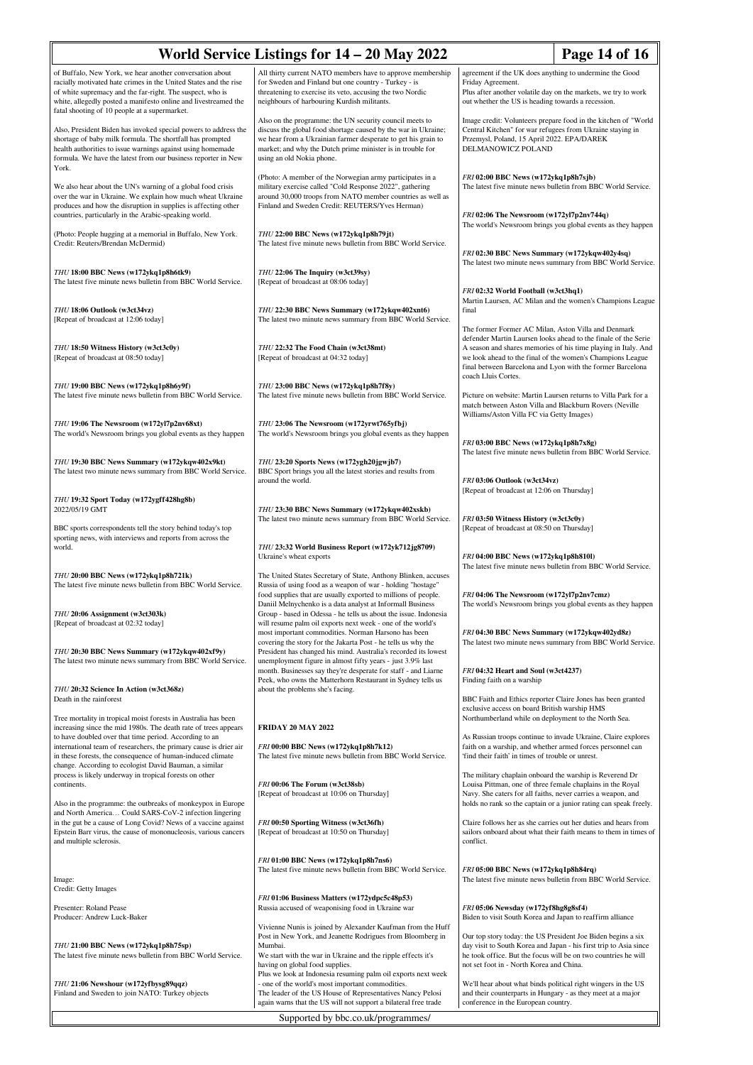of Buffalo, New York, we hear another conversation about racially motivated hate crimes in the United States and the rise of white supremacy and the far-right. The suspect, who is white, allegedly posted a manifesto online and livestreamed the fatal shooting of 10 people at a supermarket.

Also, President Biden has invoked special powers to address the shortage of baby milk formula. The shortfall has prompted health authorities to issue warnings against using homemade formula. We have the latest from our business reporter in New York.

We also hear about the UN's warning of a global food crisis over the war in Ukraine. We explain how much wheat Ukraine produces and how the disruption in supplies is affecting other countries, particularly in the Arabic-speaking world.

(Photo: People hugging at a memorial in Buffalo, New York. Credit: Reuters/Brendan McDermid)

*THU* **18:00 BBC News (w172ykq1p8h6tk9)**
The latest five minute news bulletin from BBC World Service.

*THU* **18:06 Outlook (w3ct34vz)**
[Repeat of broadcast at 12:06 today]

*THU* **18:50 Witness History (w3ct3c0y)**
[Repeat of broadcast at 08:50 today]

*THU* **19:00 BBC News (w172ykq1p8h6y9f)**
The latest five minute news bulletin from BBC World Service.

*THU* **19:06 The Newsroom (w172yl7p2nv68xt)**
The world's Newsroom brings you global events as they happen

*THU* **19:30 BBC News Summary (w172ykqw402x9kt)**
The latest two minute news summary from BBC World Service.

*THU* **19:32 Sport Today (w172ygff428hg8b)**
2022/05/19 GMT

BBC sports correspondents tell the story behind today's top sporting news, with interviews and reports from across the world.

*THU* **20:00 BBC News (w172ykq1p8h721k)**
The latest five minute news bulletin from BBC World Service.

*THU* **20:06 Assignment (w3ct303k)**
[Repeat of broadcast at 02:32 today]

*THU* **20:30 BBC News Summary (w172ykqw402xf9y)**
The latest two minute news summary from BBC World Service.

*THU* **20:32 Science In Action (w3ct368z)**
Death in the rainforest

Tree mortality in tropical moist forests in Australia has been increasing since the mid 1980s. The death rate of trees appears to have doubled over that time period. According to an international team of researchers, the primary cause is drier air in these forests, the consequence of human-induced climate change. According to ecologist David Bauman, a similar process is likely underway in tropical forests on other continents.

Also in the programme: the outbreaks of monkeypox in Europe and North America… Could SARS-CoV-2 infection lingering in the gut be a cause of Long Covid? News of a vaccine against Epstein Barr virus, the cause of mononucleosis, various cancers and multiple sclerosis.

Image:
Credit: Getty Images

Presenter: Roland Pease
Producer: Andrew Luck-Baker

*THU* **21:00 BBC News (w172ykq1p8h75sp)**
The latest five minute news bulletin from BBC World Service.

*THU* **21:06 Newshour (w172yfbysg89qqz)**
Finland and Sweden to join NATO: Turkey objects

All thirty current NATO members have to approve membership for Sweden and Finland but one country - Turkey - is threatening to exercise its veto, accusing the two Nordic neighbours of harbouring Kurdish militants.

Also on the programme: the UN security council meets to discuss the global food shortage caused by the war in Ukraine; we hear from a Ukrainian farmer desperate to get his grain to market; and why the Dutch prime minister is in trouble for using an old Nokia phone.

(Photo: A member of the Norwegian army participates in a military exercise called "Cold Response 2022", gathering around 30,000 troops from NATO member countries as well as Finland and Sweden Credit: REUTERS/Yves Herman)

*THU* **22:00 BBC News (w172ykq1p8h79jt)**
The latest five minute news bulletin from BBC World Service.

*THU* **22:06 The Inquiry (w3ct39sy)**
[Repeat of broadcast at 08:06 today]

*THU* **22:30 BBC News Summary (w172ykqw402xnt6)**
The latest two minute news summary from BBC World Service.

*THU* **22:32 The Food Chain (w3ct38mt)**
[Repeat of broadcast at 04:32 today]

*THU* **23:00 BBC News (w172ykq1p8h7f8y)**
The latest five minute news bulletin from BBC World Service.

*THU* **23:06 The Newsroom (w172yrwt765yfbj)**
The world's Newsroom brings you global events as they happen

*THU* **23:20 Sports News (w172ygh20jgwjb7)**
BBC Sport brings you all the latest stories and results from around the world.

*THU* **23:30 BBC News Summary (w172ykqw402xskb)**
The latest two minute news summary from BBC World Service.

*THU* **23:32 World Business Report (w172yk712jg8709)**
Ukraine's wheat exports

The United States Secretary of State, Anthony Blinken, accuses Russia of using food as a weapon of war - holding "hostage" food supplies that are usually exported to millions of people. Daniil Melnychenko is a data analyst at Informall Business Group - based in Odessa - he tells us about the issue. Indonesia will resume palm oil exports next week - one of the world's most important commodities. Norman Harsono has been covering the story for the Jakarta Post - he tells us why the President has changed his mind. Australia's recorded its lowest unemployment figure in almost fifty years - just 3.9% last month. Businesses say they're desperate for staff - and Liarne Peek, who owns the Matterhorn Restaurant in Sydney tells us about the problems she's facing.

## FRIDAY 20 MAY 2022

*FRI* **00:00 BBC News (w172ykq1p8h7k12)**
The latest five minute news bulletin from BBC World Service.

*FRI* **00:06 The Forum (w3ct38sb)**
[Repeat of broadcast at 10:06 on Thursday]

*FRI* **00:50 Sporting Witness (w3ct36fh)**
[Repeat of broadcast at 10:50 on Thursday]

*FRI* **01:00 BBC News (w172ykq1p8h7ns6)**
The latest five minute news bulletin from BBC World Service.

*FRI* **01:06 Business Matters (w172ydpc5c48p53)**
Russia accused of weaponising food in Ukraine war

Vivienne Nunis is joined by Alexander Kaufman from the Huff Post in New York, and Jeanette Rodrigues from Bloomberg in Mumbai.
We start with the war in Ukraine and the ripple effects it's having on global food supplies.
Plus we look at Indonesia resuming palm oil exports next week - one of the world's most important commodities.
The leader of the US House of Representatives Nancy Pelosi again warns that the US will not support a bilateral free trade agreement if the UK does anything to undermine the Good Friday Agreement.
Plus after another volatile day on the markets, we try to work out whether the US is heading towards a recession.

Image credit: Volunteers prepare food in the kitchen of "World Central Kitchen" for war refugees from Ukraine staying in Przemysl, Poland, 15 April 2022. EPA/DAREK DELMANOWICZ POLAND

*FRI* **02:00 BBC News (w172ykq1p8h7sjb)**
The latest five minute news bulletin from BBC World Service.

*FRI* **02:06 The Newsroom (w172yl7p2nv744q)**
The world's Newsroom brings you global events as they happen

*FRI* **02:30 BBC News Summary (w172ykqw402y4sq)**
The latest two minute news summary from BBC World Service.

*FRI* **02:32 World Football (w3ct3hq1)**
Martin Laursen, AC Milan and the women's Champions League final

The former Former AC Milan, Aston Villa and Denmark defender Martin Laursen looks ahead to the finale of the Serie A season and shares memories of his time playing in Italy. And we look ahead to the final of the women's Champions League final between Barcelona and Lyon with the former Barcelona coach Lluis Cortes.

Picture on website: Martin Laursen returns to Villa Park for a match between Aston Villa and Blackburn Rovers (Neville Williams/Aston Villa FC via Getty Images)

*FRI* **03:00 BBC News (w172ykq1p8h7x8g)**
The latest five minute news bulletin from BBC World Service.

*FRI* **03:06 Outlook (w3ct34vz)**
[Repeat of broadcast at 12:06 on Thursday]

*FRI* **03:50 Witness History (w3ct3c0y)**
[Repeat of broadcast at 08:50 on Thursday]

*FRI* **04:00 BBC News (w172ykq1p8h810l)**
The latest five minute news bulletin from BBC World Service.

*FRI* **04:06 The Newsroom (w172yl7p2nv7cmz)**
The world's Newsroom brings you global events as they happen

*FRI* **04:30 BBC News Summary (w172ykqw402yd8z)**
The latest two minute news summary from BBC World Service.

*FRI* **04:32 Heart and Soul (w3ct4237)**
Finding faith on a warship

BBC Faith and Ethics reporter Claire Jones has been granted exclusive access on board British warship HMS Northumberland while on deployment to the North Sea.

As Russian troops continue to invade Ukraine, Claire explores faith on a warship, and whether armed forces personnel can 'find their faith' in times of trouble or unrest.

The military chaplain onboard the warship is Reverend Dr Louisa Pittman, one of three female chaplains in the Royal Navy. She caters for all faiths, never carries a weapon, and holds no rank so the captain or a junior rating can speak freely.

Claire follows her as she carries out her duties and hears from sailors onboard about what their faith means to them in times of conflict.

*FRI* **05:00 BBC News (w172ykq1p8h84rq)**
The latest five minute news bulletin from BBC World Service.

*FRI* **05:06 Newsday (w172yf8hg8g8sf4)**
Biden to visit South Korea and Japan to reaffirm alliance

Our top story today: the US President Joe Biden begins a six day visit to South Korea and Japan - his first trip to Asia since he took office. But the focus will be on two countries he will not set foot in - North Korea and China.

We'll hear about what binds political right wingers in the US and their counterparts in Hungary - as they meet at a major conference in the European country.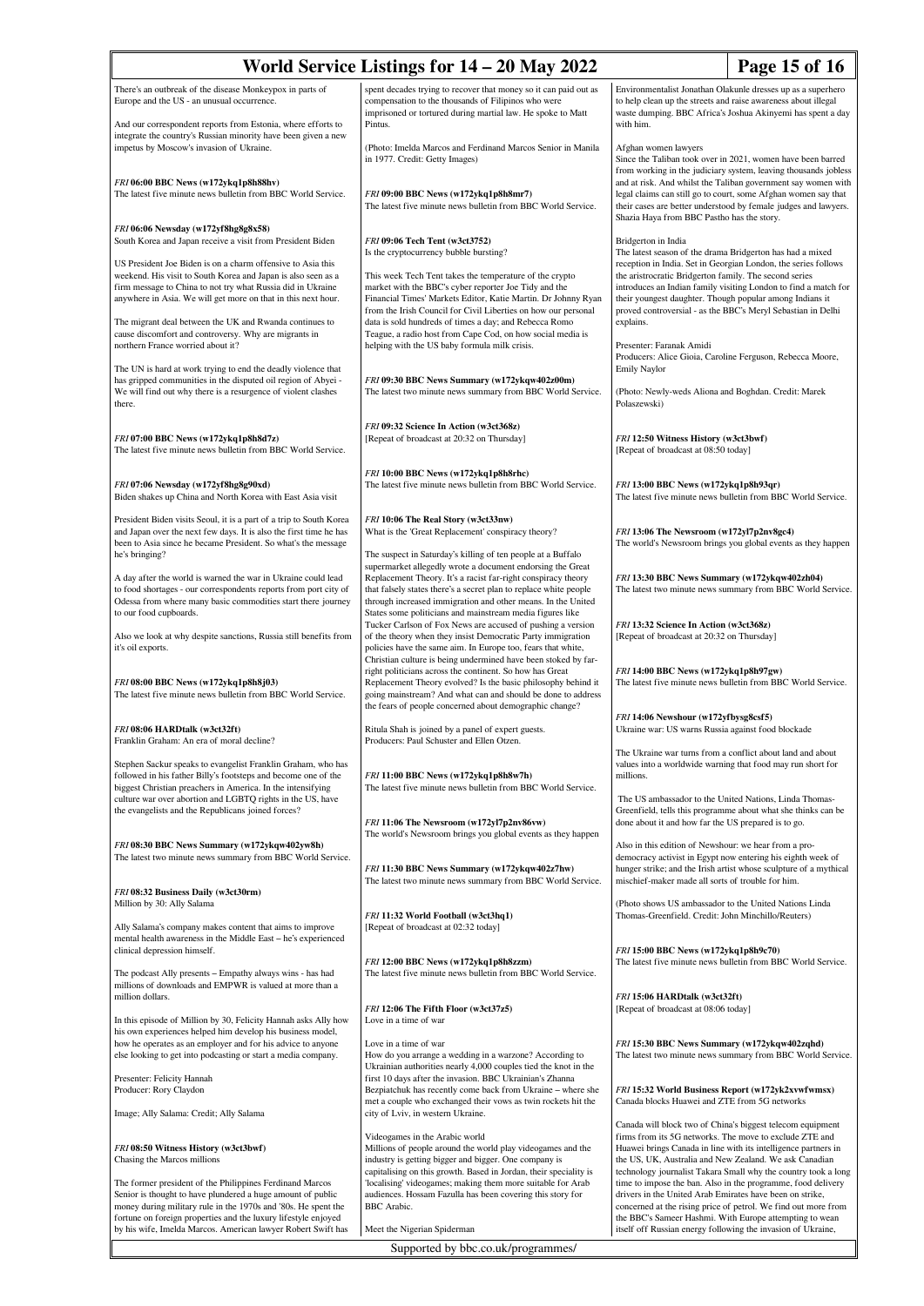There's an outbreak of the disease Monkeypox in parts of Europe and the US - an unusual occurrence.

And our correspondent reports from Estonia, where efforts to integrate the country's Russian minority have been given a new impetus by Moscow's invasion of Ukraine.

### *FRI* 06:00 BBC News (w172ykq1p8h88hv)
The latest five minute news bulletin from BBC World Service.

### *FRI* 06:06 Newsday (w172yf8hg8g8x58)
South Korea and Japan receive a visit from President Biden

US President Joe Biden is on a charm offensive to Asia this weekend. His visit to South Korea and Japan is also seen as a firm message to China to not try what Russia did in Ukraine anywhere in Asia. We will get more on that in this next hour.

The migrant deal between the UK and Rwanda continues to cause discomfort and controversy. Why are migrants in northern France worried about it?

The UN is hard at work trying to end the deadly violence that has gripped communities in the disputed oil region of Abyei - We will find out why there is a resurgence of violent clashes there.

### *FRI* 07:00 BBC News (w172ykq1p8h8d7z)
The latest five minute news bulletin from BBC World Service.

### *FRI* 07:06 Newsday (w172yf8hg8g90xd)
Biden shakes up China and North Korea with East Asia visit

President Biden visits Seoul, it is a part of a trip to South Korea and Japan over the next few days. It is also the first time he has been to Asia since he became President. So what's the message he's bringing?

A day after the world is warned the war in Ukraine could lead to food shortages - our correspondents reports from port city of Odessa from where many basic commodities start there journey to our food cupboards.

Also we look at why despite sanctions, Russia still benefits from it's oil exports.

### *FRI* 08:00 BBC News (w172ykq1p8h8j03)
The latest five minute news bulletin from BBC World Service.

### *FRI* 08:06 HARDtalk (w3ct32ft)
Franklin Graham: An era of moral decline?

Stephen Sackur speaks to evangelist Franklin Graham, who has followed in his father Billy's footsteps and become one of the biggest Christian preachers in America. In the intensifying culture war over abortion and LGBTQ rights in the US, have the evangelists and the Republicans joined forces?

### *FRI* 08:30 BBC News Summary (w172ykqw402yw8h)
The latest two minute news summary from BBC World Service.

### *FRI* 08:32 Business Daily (w3ct30rm)
Million by 30: Ally Salama

Ally Salama's company makes content that aims to improve mental health awareness in the Middle East – he's experienced clinical depression himself.

The podcast Ally presents – Empathy always wins - has had millions of downloads and EMPWR is valued at more than a million dollars.

In this episode of Million by 30, Felicity Hannah asks Ally how his own experiences helped him develop his business model, how he operates as an employer and for his advice to anyone else looking to get into podcasting or start a media company.

Presenter: Felicity Hannah
Producer: Rory Claydon

Image; Ally Salama: Credit; Ally Salama

### *FRI* 08:50 Witness History (w3ct3bwf)
Chasing the Marcos millions

The former president of the Philippines Ferdinand Marcos Senior is thought to have plundered a huge amount of public money during military rule in the 1970s and '80s. He spent the fortune on foreign properties and the luxury lifestyle enjoyed by his wife, Imelda Marcos. American lawyer Robert Swift has spent decades trying to recover that money so it can paid out as compensation to the thousands of Filipinos who were imprisoned or tortured during martial law. He spoke to Matt Pintus.

(Photo: Imelda Marcos and Ferdinand Marcos Senior in Manila in 1977. Credit: Getty Images)

### *FRI* 09:00 BBC News (w172ykq1p8h8mr7)
The latest five minute news bulletin from BBC World Service.

### *FRI* 09:06 Tech Tent (w3ct3752)
Is the cryptocurrency bubble bursting?

This week Tech Tent takes the temperature of the crypto market with the BBC's cyber reporter Joe Tidy and the Financial Times' Markets Editor, Katie Martin. Dr Johnny Ryan from the Irish Council for Civil Liberties on how our personal data is sold hundreds of times a day; and Rebecca Romo Teague, a radio host from Cape Cod, on how social media is helping with the US baby formula milk crisis.

### *FRI* 09:30 BBC News Summary (w172ykqw402z00m)
The latest two minute news summary from BBC World Service.

### *FRI* 09:32 Science In Action (w3ct368z)
[Repeat of broadcast at 20:32 on Thursday]

### *FRI* 10:00 BBC News (w172ykq1p8h8rhc)
The latest five minute news bulletin from BBC World Service.

### *FRI* 10:06 The Real Story (w3ct33nw)
What is the 'Great Replacement' conspiracy theory?

The suspect in Saturday's killing of ten people at a Buffalo supermarket allegedly wrote a document endorsing the Great Replacement Theory. It's a racist far-right conspiracy theory that falsely states there's a secret plan to replace white people through increased immigration and other means. In the United States some politicians and mainstream media figures like Tucker Carlson of Fox News are accused of pushing a version of the theory when they insist Democratic Party immigration policies have the same aim. In Europe too, fears that white, Christian culture is being undermined have been stoked by far-right politicians across the continent. So how has Great Replacement Theory evolved? Is the basic philosophy behind it going mainstream? And what can and should be done to address the fears of people concerned about demographic change?

Ritula Shah is joined by a panel of expert guests.
Producers: Paul Schuster and Ellen Otzen.

### *FRI* 11:00 BBC News (w172ykq1p8h8w7h)
The latest five minute news bulletin from BBC World Service.

### *FRI* 11:06 The Newsroom (w172yl7p2nv86vw)
The world's Newsroom brings you global events as they happen

### *FRI* 11:30 BBC News Summary (w172ykqw402z7hw)
The latest two minute news summary from BBC World Service.

### *FRI* 11:32 World Football (w3ct3hq1)
[Repeat of broadcast at 02:32 today]

### *FRI* 12:00 BBC News (w172ykq1p8h8zzm)
The latest five minute news bulletin from BBC World Service.

### *FRI* 12:06 The Fifth Floor (w3ct37z5)
Love in a time of war

Love in a time of war
How do you arrange a wedding in a warzone? According to Ukrainian authorities nearly 4,000 couples tied the knot in the first 10 days after the invasion. BBC Ukrainian's Zhanna Bezpiatchuk has recently come back from Ukraine – where she met a couple who exchanged their vows as twin rockets hit the city of Lviv, in western Ukraine.

Videogames in the Arabic world
Millions of people around the world play videogames and the industry is getting bigger and bigger. One company is capitalising on this growth. Based in Jordan, their speciality is 'localising' videogames; making them more suitable for Arab audiences. Hossam Fazulla has been covering this story for BBC Arabic.

Meet the Nigerian Spiderman
Environmentalist Jonathan Olakunle dresses up as a superhero to help clean up the streets and raise awareness about illegal waste dumping. BBC Africa's Joshua Akinyemi has spent a day with him.

Afghan women lawyers
Since the Taliban took over in 2021, women have been barred from working in the judiciary system, leaving thousands jobless and at risk. And whilst the Taliban government say women with legal claims can still go to court, some Afghan women say that their cases are better understood by female judges and lawyers. Shazia Haya from BBC Pastho has the story.

Bridgerton in India
The latest season of the drama Bridgerton has had a mixed reception in India. Set in Georgian London, the series follows the aristocratic Bridgerton family. The second series introduces an Indian family visiting London to find a match for their youngest daughter. Though popular among Indians it proved controversial - as the BBC's Meryl Sebastian in Delhi explains.

Presenter: Faranak Amidi
Producers: Alice Gioia, Caroline Ferguson, Rebecca Moore, Emily Naylor

(Photo: Newly-weds Aliona and Boghdan. Credit: Marek Polaszewski)

### *FRI* 12:50 Witness History (w3ct3bwf)
[Repeat of broadcast at 08:50 today]

### *FRI* 13:00 BBC News (w172ykq1p8h93qr)
The latest five minute news bulletin from BBC World Service.

### *FRI* 13:06 The Newsroom (w172yl7p2nv8gc4)
The world's Newsroom brings you global events as they happen

### *FRI* 13:30 BBC News Summary (w172ykqw402zh04)
The latest two minute news summary from BBC World Service.

### *FRI* 13:32 Science In Action (w3ct368z)
[Repeat of broadcast at 20:32 on Thursday]

### *FRI* 14:00 BBC News (w172ykq1p8h97gw)
The latest five minute news bulletin from BBC World Service.

### *FRI* 14:06 Newshour (w172yfbysg8csf5)
Ukraine war: US warns Russia against food blockade

The Ukraine war turns from a conflict about land and about values into a worldwide warning that food may run short for millions.

The US ambassador to the United Nations, Linda Thomas-Greenfield, tells this programme about what she thinks can be done about it and how far the US prepared is to go.

Also in this edition of Newshour: we hear from a pro-democracy activist in Egypt now entering his eighth week of hunger strike; and the Irish artist whose sculpture of a mythical mischief-maker made all sorts of trouble for him.

(Photo shows US ambassador to the United Nations Linda Thomas-Greenfield. Credit: John Minchillo/Reuters)

### *FRI* 15:00 BBC News (w172ykq1p8h9c70)
The latest five minute news bulletin from BBC World Service.

### *FRI* 15:06 HARDtalk (w3ct32ft)
[Repeat of broadcast at 08:06 today]

### *FRI* 15:30 BBC News Summary (w172ykqw402zqhd)
The latest two minute news summary from BBC World Service.

### *FRI* 15:32 World Business Report (w172kx2xvwfwmsx)
Canada blocks Huawei and ZTE from 5G networks

Canada will block two of China's biggest telecom equipment firms from its 5G networks. The move to exclude ZTE and Huawei brings Canada in line with its intelligence partners in the US, UK, Australia and New Zealand. We ask Canadian technology journalist Takara Small why the country took a long time to impose the ban. Also in the programme, food delivery drivers in the United Arab Emirates have been on strike, concerned at the rising price of petrol. We find out more from the BBC's Sameer Hashmi. With Europe attempting to wean itself off Russian energy following the invasion of Ukraine,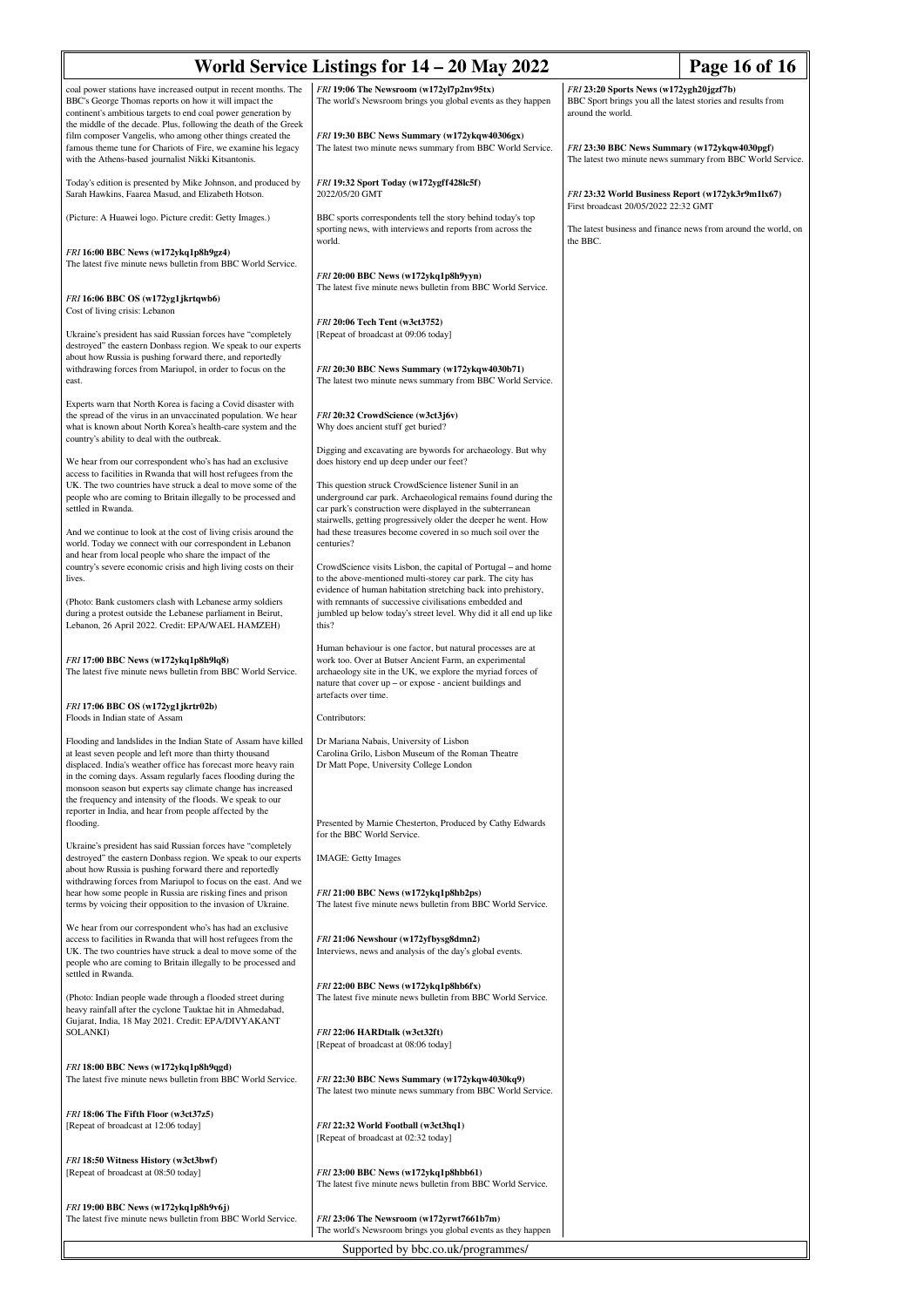coal power stations have increased output in recent months. The BBC's George Thomas reports on how it will impact the continent's ambitious targets to end coal power generation by the middle of the decade. Plus, following the death of the Greek film composer Vangelis, who among other things created the famous theme tune for Chariots of Fire, we examine his legacy with the Athens-based journalist Nikki Kitsantonis.

Today's edition is presented by Mike Johnson, and produced by Sarah Hawkins, Faarea Masud, and Elizabeth Hotson.

(Picture: A Huawei logo. Picture credit: Getty Images.)

*FRI* **16:00 BBC News (w172ykq1p8h9gz4)**
The latest five minute news bulletin from BBC World Service.

*FRI* **16:06 BBC OS (w172yg1jkrtqwb6)**
Cost of living crisis: Lebanon

Ukraine's president has said Russian forces have "completely destroyed" the eastern Donbass region. We speak to our experts about how Russia is pushing forward there, and reportedly withdrawing forces from Mariupol, in order to focus on the east.

Experts warn that North Korea is facing a Covid disaster with the spread of the virus in an unvaccinated population. We hear what is known about North Korea's health-care system and the country's ability to deal with the outbreak.

We hear from our correspondent who's has had an exclusive access to facilities in Rwanda that will host refugees from the UK. The two countries have struck a deal to move some of the people who are coming to Britain illegally to be processed and settled in Rwanda.

And we continue to look at the cost of living crisis around the world. Today we connect with our correspondent in Lebanon and hear from local people who share the impact of the country's severe economic crisis and high living costs on their lives.

(Photo: Bank customers clash with Lebanese army soldiers during a protest outside the Lebanese parliament in Beirut, Lebanon, 26 April 2022. Credit: EPA/WAEL HAMZEH)

*FRI* **17:00 BBC News (w172ykq1p8h9lq8)**
The latest five minute news bulletin from BBC World Service.

*FRI* **17:06 BBC OS (w172yg1jkrtr02b)**
Floods in Indian state of Assam

Flooding and landslides in the Indian State of Assam have killed at least seven people and left more than thirty thousand displaced. India's weather office has forecast more heavy rain in the coming days. Assam regularly faces flooding during the monsoon season but experts say climate change has increased the frequency and intensity of the floods. We speak to our reporter in India, and hear from people affected by the flooding.

Ukraine's president has said Russian forces have "completely destroyed" the eastern Donbass region. We speak to our experts about how Russia is pushing forward there and reportedly withdrawing forces from Mariupol to focus on the east. And we hear how some people in Russia are risking fines and prison terms by voicing their opposition to the invasion of Ukraine.

We hear from our correspondent who's has had an exclusive access to facilities in Rwanda that will host refugees from the UK. The two countries have struck a deal to move some of the people who are coming to Britain illegally to be processed and settled in Rwanda.

(Photo: Indian people wade through a flooded street during heavy rainfall after the cyclone Tauktae hit in Ahmedabad, Gujarat, India, 18 May 2021. Credit: EPA/DIVYAKANT SOLANKI)

*FRI* **18:00 BBC News (w172ykq1p8h9qgd)**
The latest five minute news bulletin from BBC World Service.

*FRI* **18:06 The Fifth Floor (w3ct37z5)**
[Repeat of broadcast at 12:06 today]

*FRI* **18:50 Witness History (w3ct3bwf)**
[Repeat of broadcast at 08:50 today]

*FRI* **19:00 BBC News (w172ykq1p8h9v6j)**
The latest five minute news bulletin from BBC World Service.

*FRI* **19:06 The Newsroom (w172yl7p2nv95tx)**
The world's Newsroom brings you global events as they happen

*FRI* **19:30 BBC News Summary (w172ykqw40306gx)**
The latest two minute news summary from BBC World Service.

*FRI* **19:32 Sport Today (w172ygff428lc5f)**
2022/05/20 GMT

BBC sports correspondents tell the story behind today's top sporting news, with interviews and reports from across the world.

*FRI* **20:00 BBC News (w172ykq1p8h9yyn)**
The latest five minute news bulletin from BBC World Service.

*FRI* **20:06 Tech Tent (w3ct3752)**
[Repeat of broadcast at 09:06 today]

*FRI* **20:30 BBC News Summary (w172ykqw4030b71)**
The latest two minute news summary from BBC World Service.

*FRI* **20:32 CrowdScience (w3ct3j6v)**
Why does ancient stuff get buried?

Digging and excavating are bywords for archaeology. But why does history end up deep under our feet?

This question struck CrowdScience listener Sunil in an underground car park. Archaeological remains found during the car park's construction were displayed in the subterranean stairwells, getting progressively older the deeper he went. How had these treasures become covered in so much soil over the centuries?

CrowdScience visits Lisbon, the capital of Portugal – and home to the above-mentioned multi-storey car park. The city has evidence of human habitation stretching back into prehistory, with remnants of successive civilisations embedded and jumbled up below today's street level. Why did it all end up like this?

Human behaviour is one factor, but natural processes are at work too. Over at Butser Ancient Farm, an experimental archaeology site in the UK, we explore the myriad forces of nature that cover up – or expose - ancient buildings and artefacts over time.

Contributors:

Dr Mariana Nabais, University of Lisbon
Carolina Grilo, Lisbon Museum of the Roman Theatre
Dr Matt Pope, University College London

Presented by Marnie Chesterton, Produced by Cathy Edwards for the BBC World Service.

IMAGE: Getty Images

*FRI* **21:00 BBC News (w172ykq1p8hb2ps)**
The latest five minute news bulletin from BBC World Service.

*FRI* **21:06 Newshour (w172yfbysg8dmn2)**
Interviews, news and analysis of the day's global events.

*FRI* **22:00 BBC News (w172ykq1p8hb6fx)**
The latest five minute news bulletin from BBC World Service.

*FRI* **22:06 HARDtalk (w3ct32ft)**
[Repeat of broadcast at 08:06 today]

*FRI* **22:30 BBC News Summary (w172ykqw4030kq9)**
The latest two minute news summary from BBC World Service.

*FRI* **22:32 World Football (w3ct3hq1)**
[Repeat of broadcast at 02:32 today]

*FRI* **23:00 BBC News (w172ykq1p8hbb61)**
The latest five minute news bulletin from BBC World Service.

*FRI* **23:06 The Newsroom (w172yrwt7661b7m)**
The world's Newsroom brings you global events as they happen

*FRI* **23:20 Sports News (w172ygh20jgzf7b)**
BBC Sport brings you all the latest stories and results from around the world.

*FRI* **23:30 BBC News Summary (w172ykqw4030pgf)**
The latest two minute news summary from BBC World Service.

*FRI* **23:32 World Business Report (w172yk3r9m1lx67)**
First broadcast 20/05/2022 22:32 GMT

The latest business and finance news from around the world, on the BBC.